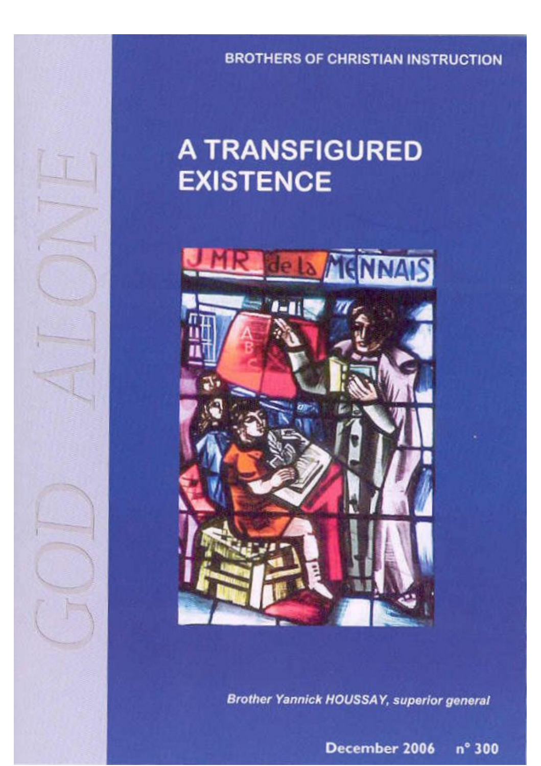BROTHERS OF CHRISTIAN INSTRUCTION

GOD ALONE

# A TRANSFIGURED EXISTENCE

*Brother Yannick HOUSSAY, superior general*

**December 2006 n° 300**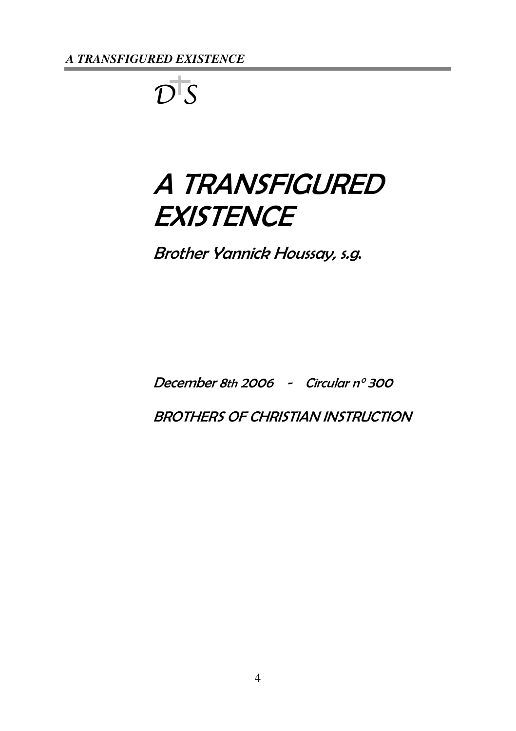D✝S

# A TRANSFIGURED EXISTENCE

Brother Yannick Houssay, s.g.

December 8th 2006 - Circular n° 300

BROTHERS OF CHRISTIAN INSTRUCTION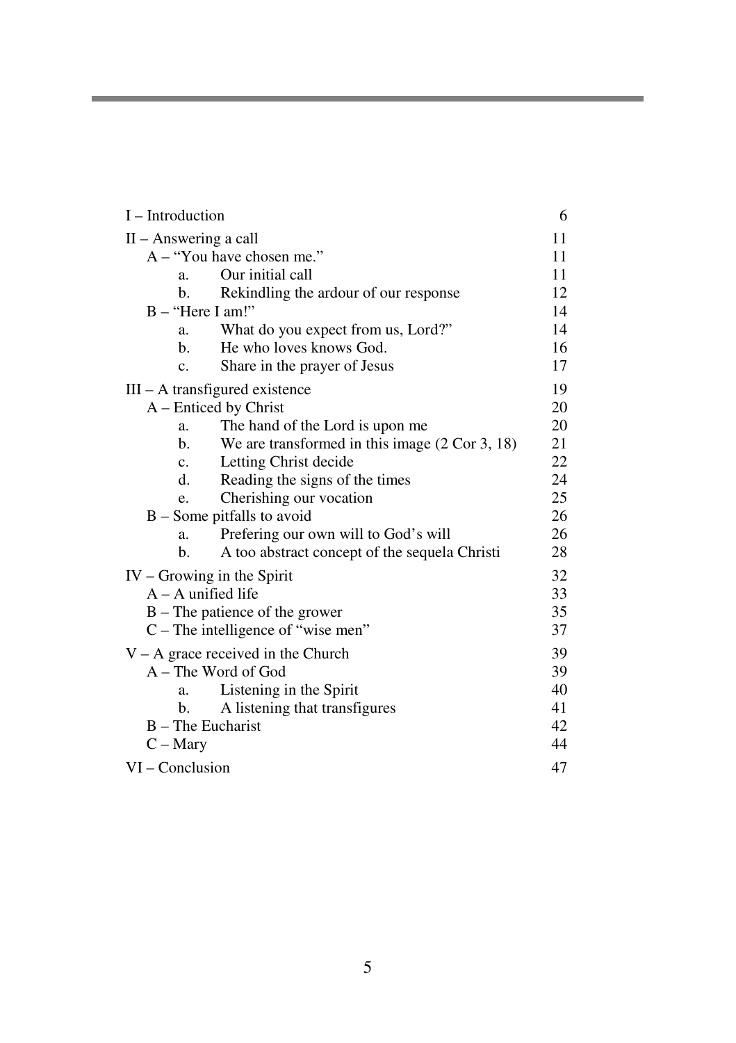| | |
|---|---|
| I – Introduction | 6 |
| II – Answering a call | 11 |
|     A – “You have chosen me.” | 11 |
|         a. Our initial call | 11 |
|         b. Rekindling the ardour of our response | 12 |
|     B – “Here I am!” | 14 |
|         a. What do you expect from us, Lord?” | 14 |
|         b. He who loves knows God. | 16 |
|         c. Share in the prayer of Jesus | 17 |
| III – A transfigured existence | 19 |
|     A – Enticed by Christ | 20 |
|         a. The hand of the Lord is upon me | 20 |
|         b. We are transformed in this image (2 Cor 3, 18) | 21 |
|         c. Letting Christ decide | 22 |
|         d. Reading the signs of the times | 24 |
|         e. Cherishing our vocation | 25 |
|     B – Some pitfalls to avoid | 26 |
|         a. Prefering our own will to God’s will | 26 |
|         b. A too abstract concept of the sequela Christi | 28 |
| IV – Growing in the Spirit | 32 |
|     A – A unified life | 33 |
|     B – The patience of the grower | 35 |
|     C – The intelligence of “wise men” | 37 |
| V – A grace received in the Church | 39 |
|     A – The Word of God | 39 |
|         a. Listening in the Spirit | 40 |
|         b. A listening that transfigures | 41 |
|     B – The Eucharist | 42 |
|     C – Mary | 44 |
| VI – Conclusion | 47 |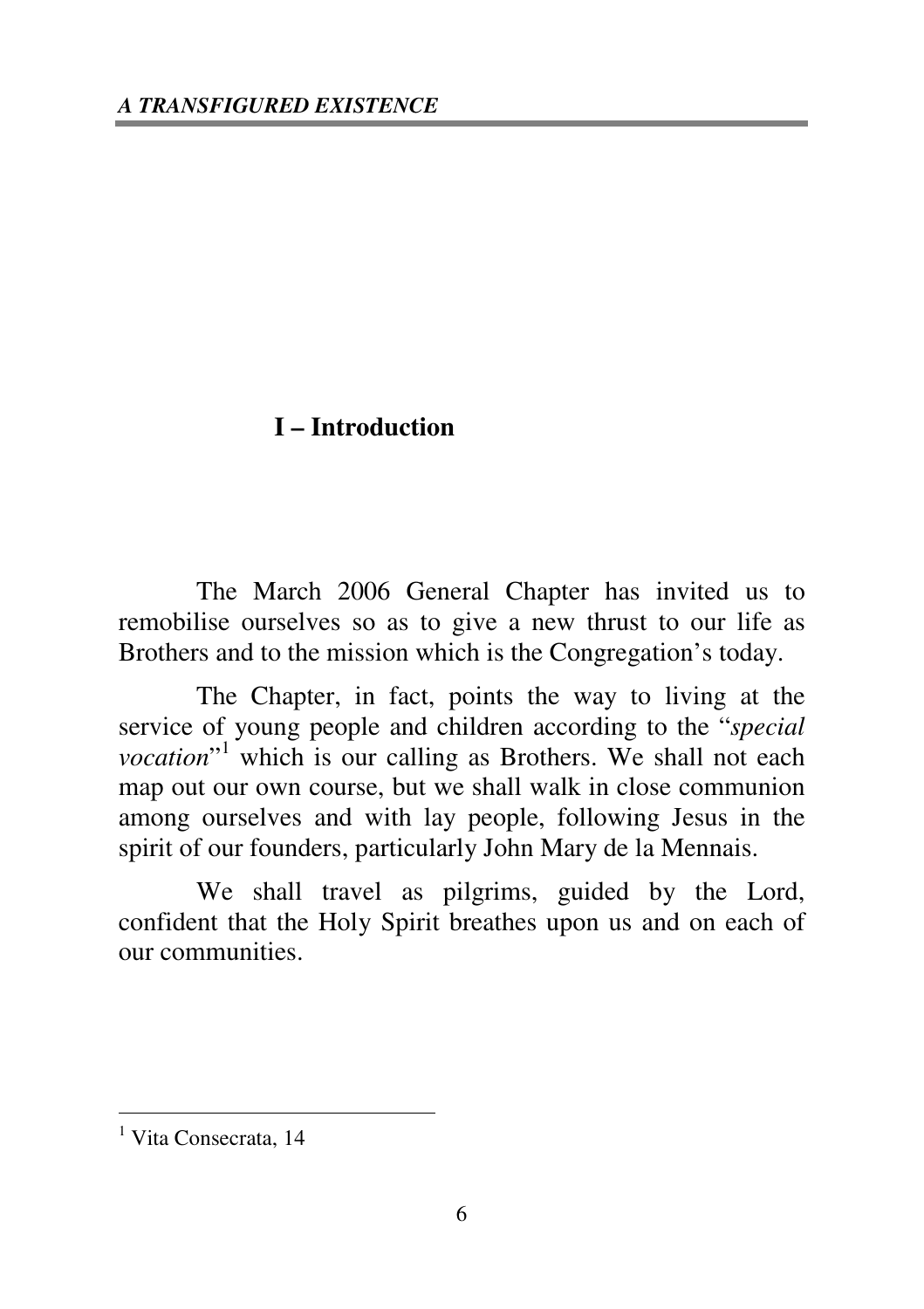## I – Introduction

The March 2006 General Chapter has invited us to remobilise ourselves so as to give a new thrust to our life as Brothers and to the mission which is the Congregation's today.

The Chapter, in fact, points the way to living at the service of young people and children according to the "*special vocation*"[1] which is our calling as Brothers. We shall not each map out our own course, but we shall walk in close communion among ourselves and with lay people, following Jesus in the spirit of our founders, particularly John Mary de la Mennais.

We shall travel as pilgrims, guided by the Lord, confident that the Holy Spirit breathes upon us and on each of our communities.

---

[1] Vita Consecrata, 14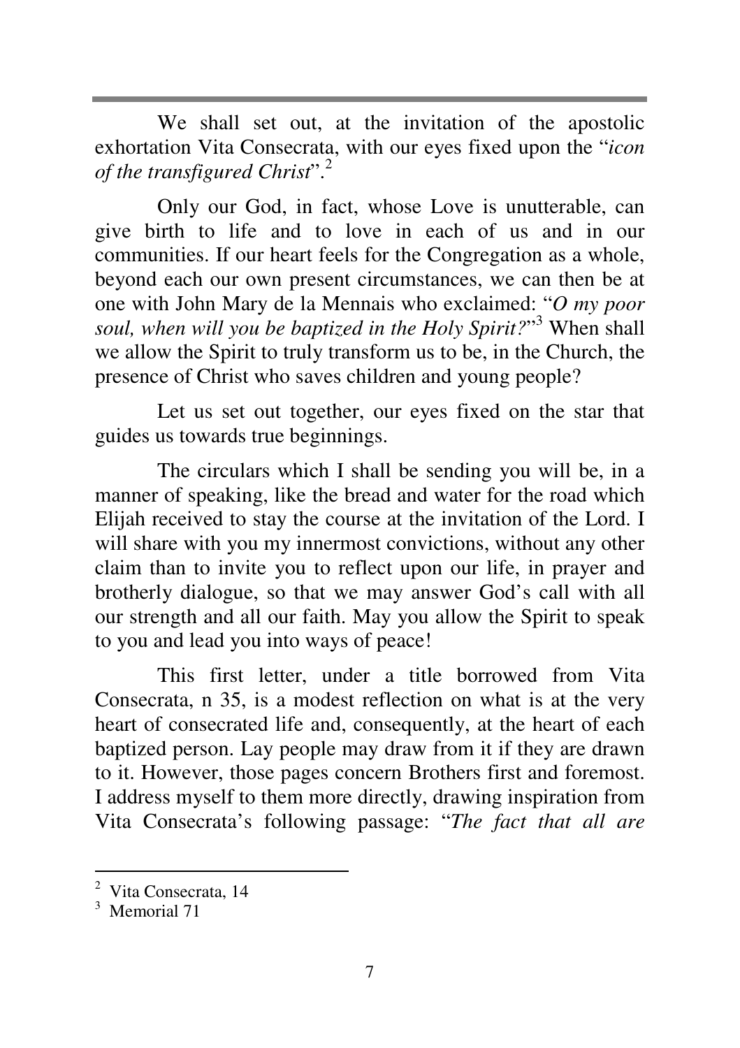We shall set out, at the invitation of the apostolic exhortation Vita Consecrata, with our eyes fixed upon the "*icon of the transfigured Christ*".[2]

Only our God, in fact, whose Love is unutterable, can give birth to life and to love in each of us and in our communities. If our heart feels for the Congregation as a whole, beyond each our own present circumstances, we can then be at one with John Mary de la Mennais who exclaimed: "*O my poor soul, when will you be baptized in the Holy Spirit?*"[3] When shall we allow the Spirit to truly transform us to be, in the Church, the presence of Christ who saves children and young people?

Let us set out together, our eyes fixed on the star that guides us towards true beginnings.

The circulars which I shall be sending you will be, in a manner of speaking, like the bread and water for the road which Elijah received to stay the course at the invitation of the Lord. I will share with you my innermost convictions, without any other claim than to invite you to reflect upon our life, in prayer and brotherly dialogue, so that we may answer God's call with all our strength and all our faith. May you allow the Spirit to speak to you and lead you into ways of peace!

This first letter, under a title borrowed from Vita Consecrata, n 35, is a modest reflection on what is at the very heart of consecrated life and, consequently, at the heart of each baptized person. Lay people may draw from it if they are drawn to it. However, those pages concern Brothers first and foremost. I address myself to them more directly, drawing inspiration from Vita Consecrata's following passage: "*The fact that all are*

---

[2] Vita Consecrata, 14

[3] Memorial 71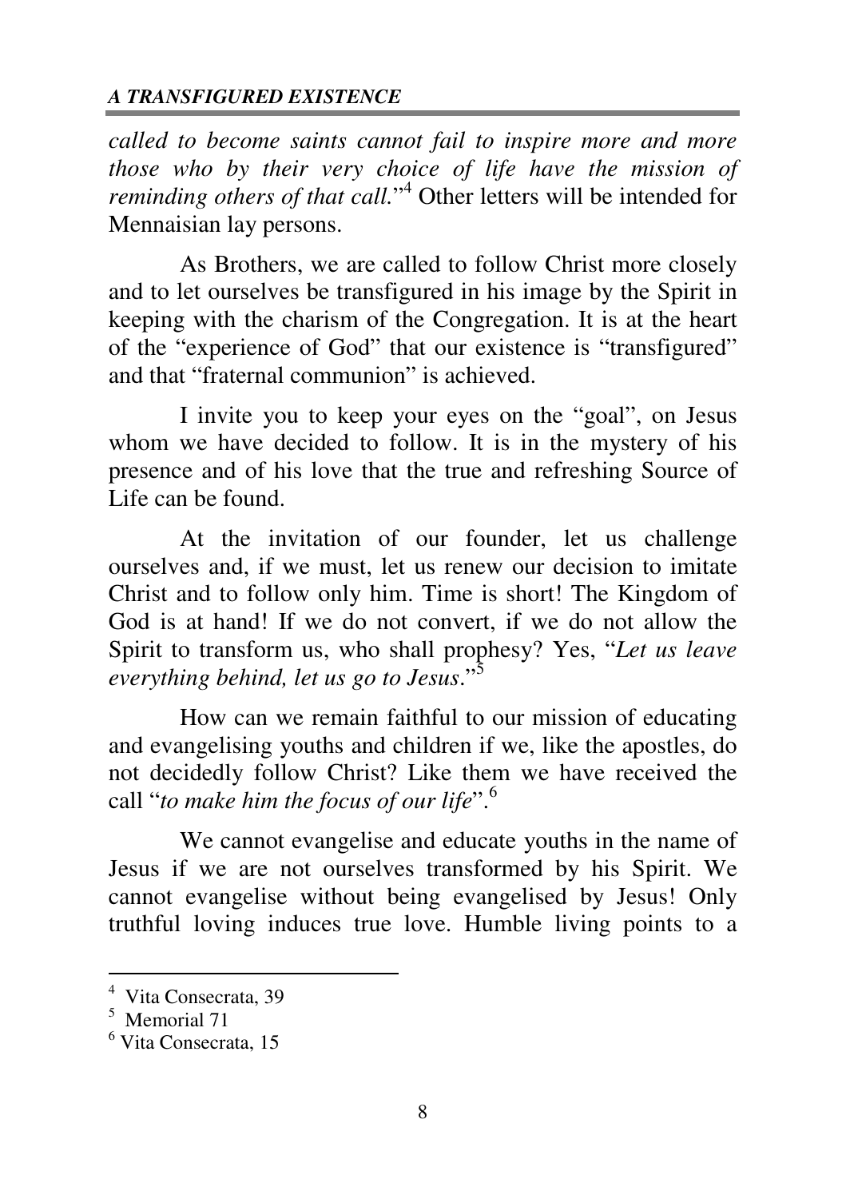*called to become saints cannot fail to inspire more and more those who by their very choice of life have the mission of reminding others of that call.*"[4] Other letters will be intended for Mennaisian lay persons.

As Brothers, we are called to follow Christ more closely and to let ourselves be transfigured in his image by the Spirit in keeping with the charism of the Congregation. It is at the heart of the "experience of God" that our existence is "transfigured" and that "fraternal communion" is achieved.

I invite you to keep your eyes on the "goal", on Jesus whom we have decided to follow. It is in the mystery of his presence and of his love that the true and refreshing Source of Life can be found.

At the invitation of our founder, let us challenge ourselves and, if we must, let us renew our decision to imitate Christ and to follow only him. Time is short! The Kingdom of God is at hand! If we do not convert, if we do not allow the Spirit to transform us, who shall prophesy? Yes, "*Let us leave everything behind, let us go to Jesus*."[5]

How can we remain faithful to our mission of educating and evangelising youths and children if we, like the apostles, do not decidedly follow Christ? Like them we have received the call "*to make him the focus of our life*".[6]

We cannot evangelise and educate youths in the name of Jesus if we are not ourselves transformed by his Spirit. We cannot evangelise without being evangelised by Jesus! Only truthful loving induces true love. Humble living points to a

---

[4] Vita Consecrata, 39

[5] Memorial 71

[6] Vita Consecrata, 15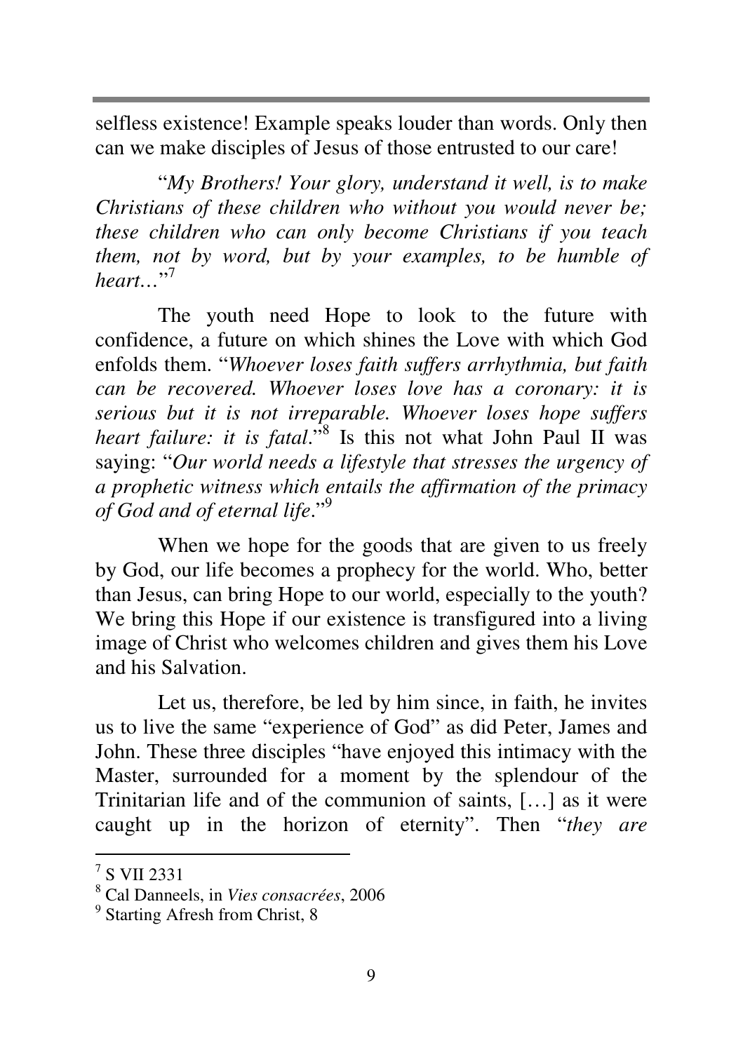selfless existence! Example speaks louder than words. Only then can we make disciples of Jesus of those entrusted to our care!

"*My Brothers! Your glory, understand it well, is to make Christians of these children who without you would never be; these children who can only become Christians if you teach them, not by word, but by your examples, to be humble of heart…*"[7]

The youth need Hope to look to the future with confidence, a future on which shines the Love with which God enfolds them. "*Whoever loses faith suffers arrhythmia, but faith can be recovered. Whoever loses love has a coronary: it is serious but it is not irreparable. Whoever loses hope suffers heart failure: it is fatal.*"[8] Is this not what John Paul II was saying: "*Our world needs a lifestyle that stresses the urgency of a prophetic witness which entails the affirmation of the primacy of God and of eternal life*."[9]

When we hope for the goods that are given to us freely by God, our life becomes a prophecy for the world. Who, better than Jesus, can bring Hope to our world, especially to the youth? We bring this Hope if our existence is transfigured into a living image of Christ who welcomes children and gives them his Love and his Salvation.

Let us, therefore, be led by him since, in faith, he invites us to live the same "experience of God" as did Peter, James and John. These three disciples "have enjoyed this intimacy with the Master, surrounded for a moment by the splendour of the Trinitarian life and of the communion of saints, […] as it were caught up in the horizon of eternity". Then "*they are*

---

[7] S VII 2331

[8] Cal Danneels, in *Vies consacrées*, 2006

[9] Starting Afresh from Christ, 8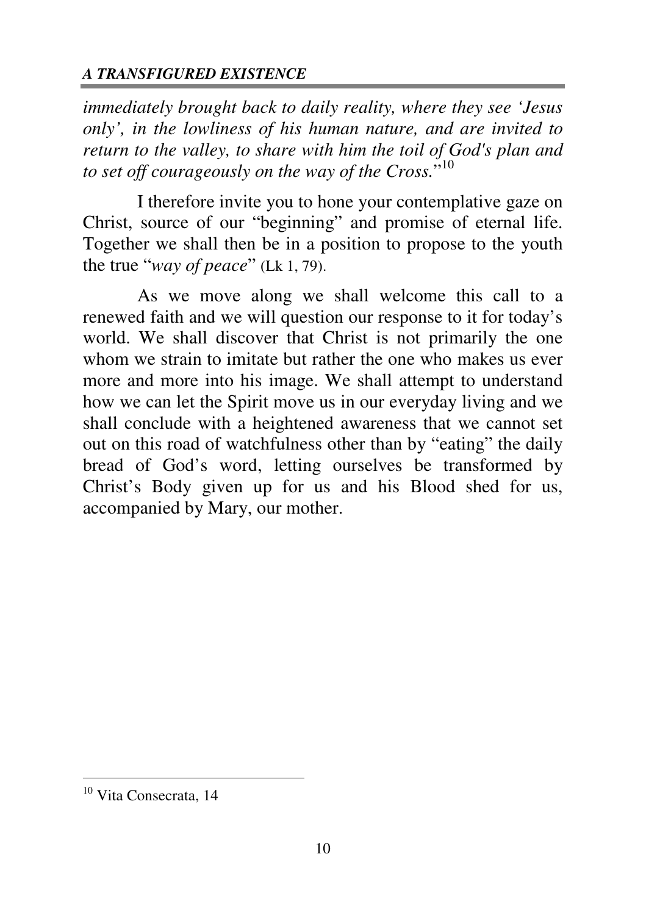*immediately brought back to daily reality, where they see 'Jesus only', in the lowliness of his human nature, and are invited to return to the valley, to share with him the toil of God's plan and to set off courageously on the way of the Cross.*"[10]

I therefore invite you to hone your contemplative gaze on Christ, source of our "beginning" and promise of eternal life. Together we shall then be in a position to propose to the youth the true "*way of peace*" (Lk 1, 79).

As we move along we shall welcome this call to a renewed faith and we will question our response to it for today's world. We shall discover that Christ is not primarily the one whom we strain to imitate but rather the one who makes us ever more and more into his image. We shall attempt to understand how we can let the Spirit move us in our everyday living and we shall conclude with a heightened awareness that we cannot set out on this road of watchfulness other than by "eating" the daily bread of God's word, letting ourselves be transformed by Christ's Body given up for us and his Blood shed for us, accompanied by Mary, our mother.

[10] Vita Consecrata, 14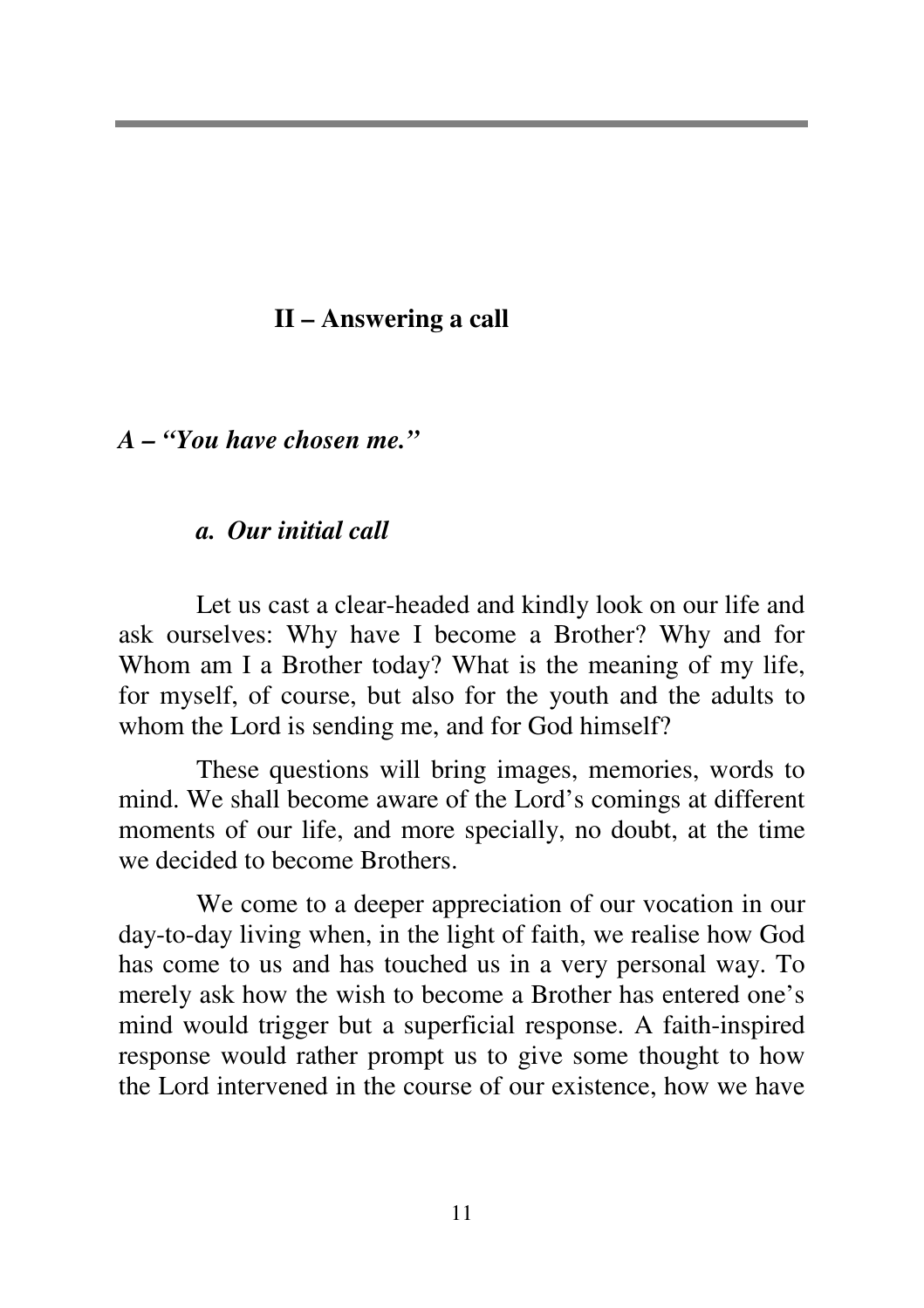## II – Answering a call

### *A – "You have chosen me."*

#### *a. Our initial call*

Let us cast a clear-headed and kindly look on our life and ask ourselves: Why have I become a Brother? Why and for Whom am I a Brother today? What is the meaning of my life, for myself, of course, but also for the youth and the adults to whom the Lord is sending me, and for God himself?

These questions will bring images, memories, words to mind. We shall become aware of the Lord's comings at different moments of our life, and more specially, no doubt, at the time we decided to become Brothers.

We come to a deeper appreciation of our vocation in our day-to-day living when, in the light of faith, we realise how God has come to us and has touched us in a very personal way. To merely ask how the wish to become a Brother has entered one's mind would trigger but a superficial response. A faith-inspired response would rather prompt us to give some thought to how the Lord intervened in the course of our existence, how we have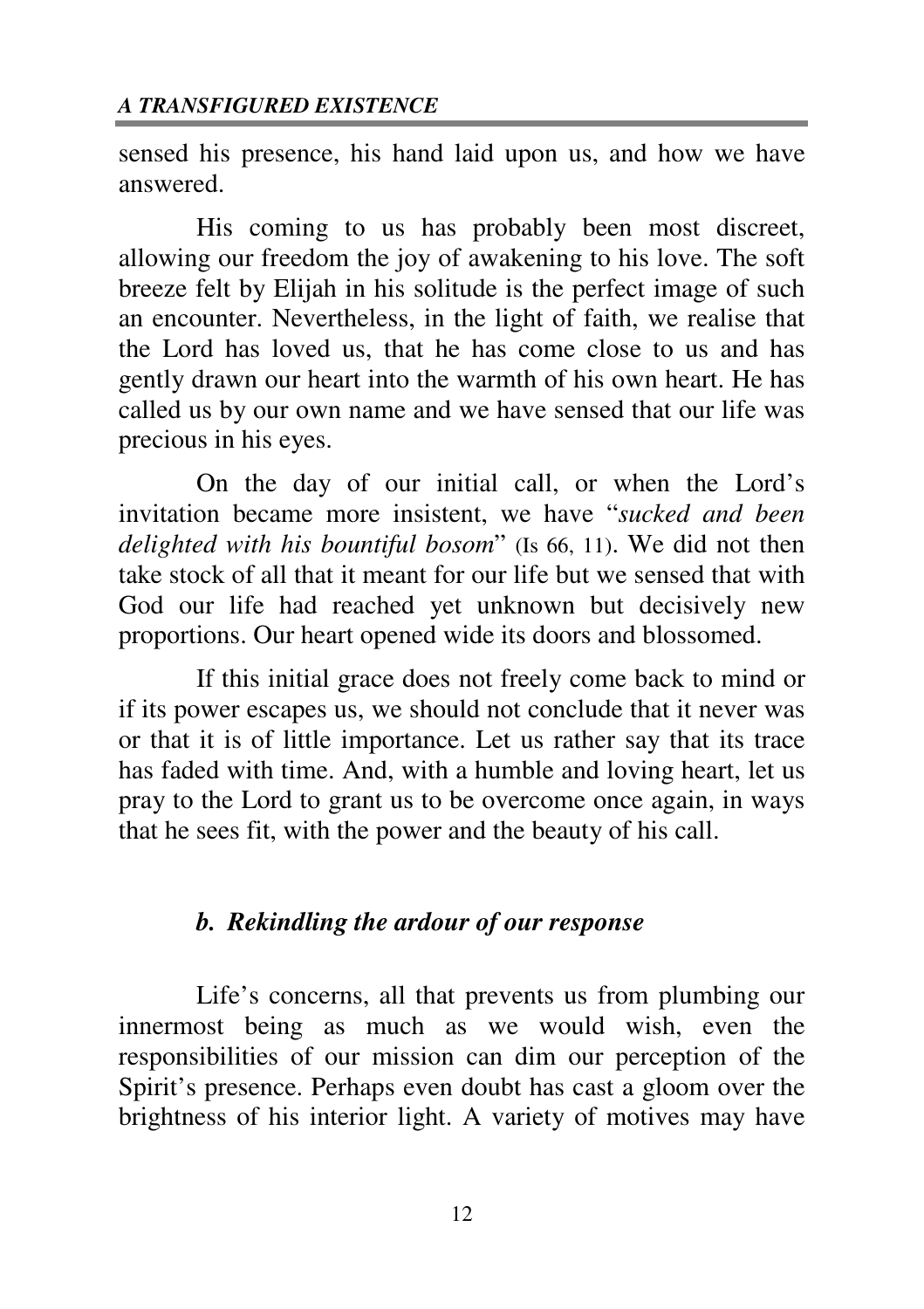sensed his presence, his hand laid upon us, and how we have answered.

His coming to us has probably been most discreet, allowing our freedom the joy of awakening to his love. The soft breeze felt by Elijah in his solitude is the perfect image of such an encounter. Nevertheless, in the light of faith, we realise that the Lord has loved us, that he has come close to us and has gently drawn our heart into the warmth of his own heart. He has called us by our own name and we have sensed that our life was precious in his eyes.

On the day of our initial call, or when the Lord's invitation became more insistent, we have "*sucked and been delighted with his bountiful bosom*" (Is 66, 11). We did not then take stock of all that it meant for our life but we sensed that with God our life had reached yet unknown but decisively new proportions. Our heart opened wide its doors and blossomed.

If this initial grace does not freely come back to mind or if its power escapes us, we should not conclude that it never was or that it is of little importance. Let us rather say that its trace has faded with time. And, with a humble and loving heart, let us pray to the Lord to grant us to be overcome once again, in ways that he sees fit, with the power and the beauty of his call.

### *b. Rekindling the ardour of our response*

Life's concerns, all that prevents us from plumbing our innermost being as much as we would wish, even the responsibilities of our mission can dim our perception of the Spirit's presence. Perhaps even doubt has cast a gloom over the brightness of his interior light. A variety of motives may have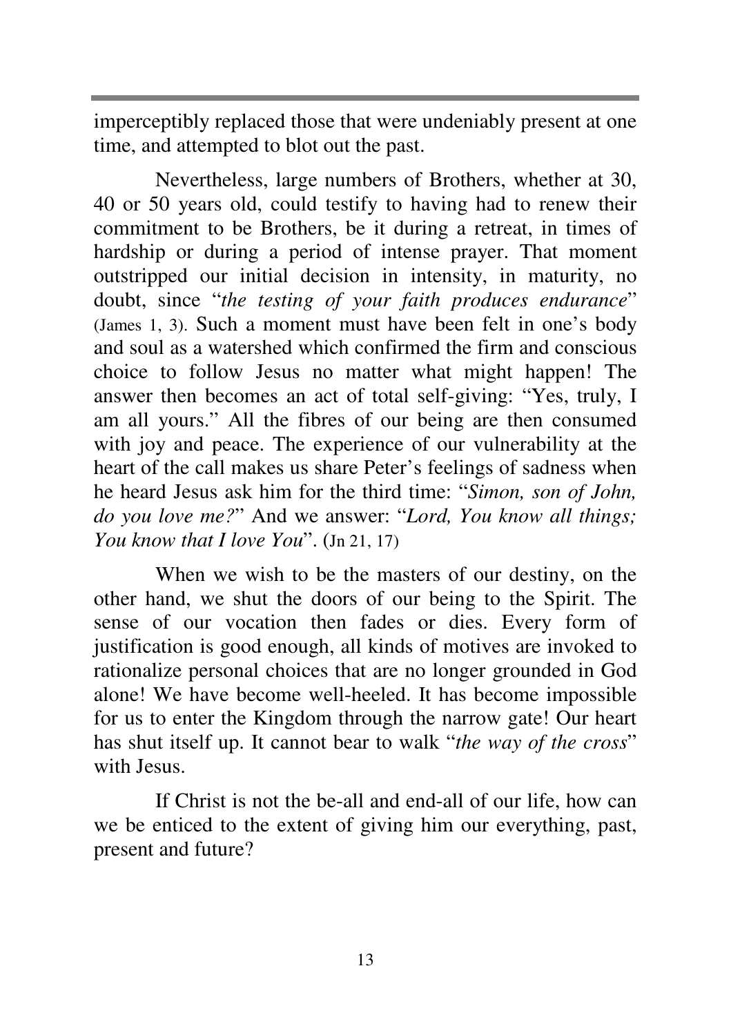imperceptibly replaced those that were undeniably present at one time, and attempted to blot out the past.

Nevertheless, large numbers of Brothers, whether at 30, 40 or 50 years old, could testify to having had to renew their commitment to be Brothers, be it during a retreat, in times of hardship or during a period of intense prayer. That moment outstripped our initial decision in intensity, in maturity, no doubt, since "*the testing of your faith produces endurance*" (James 1, 3). Such a moment must have been felt in one's body and soul as a watershed which confirmed the firm and conscious choice to follow Jesus no matter what might happen! The answer then becomes an act of total self-giving: "Yes, truly, I am all yours." All the fibres of our being are then consumed with joy and peace. The experience of our vulnerability at the heart of the call makes us share Peter's feelings of sadness when he heard Jesus ask him for the third time: "*Simon, son of John, do you love me?*" And we answer: "*Lord, You know all things; You know that I love You*". (Jn 21, 17)

When we wish to be the masters of our destiny, on the other hand, we shut the doors of our being to the Spirit. The sense of our vocation then fades or dies. Every form of justification is good enough, all kinds of motives are invoked to rationalize personal choices that are no longer grounded in God alone! We have become well-heeled. It has become impossible for us to enter the Kingdom through the narrow gate! Our heart has shut itself up. It cannot bear to walk "*the way of the cross*" with Jesus.

If Christ is not the be-all and end-all of our life, how can we be enticed to the extent of giving him our everything, past, present and future?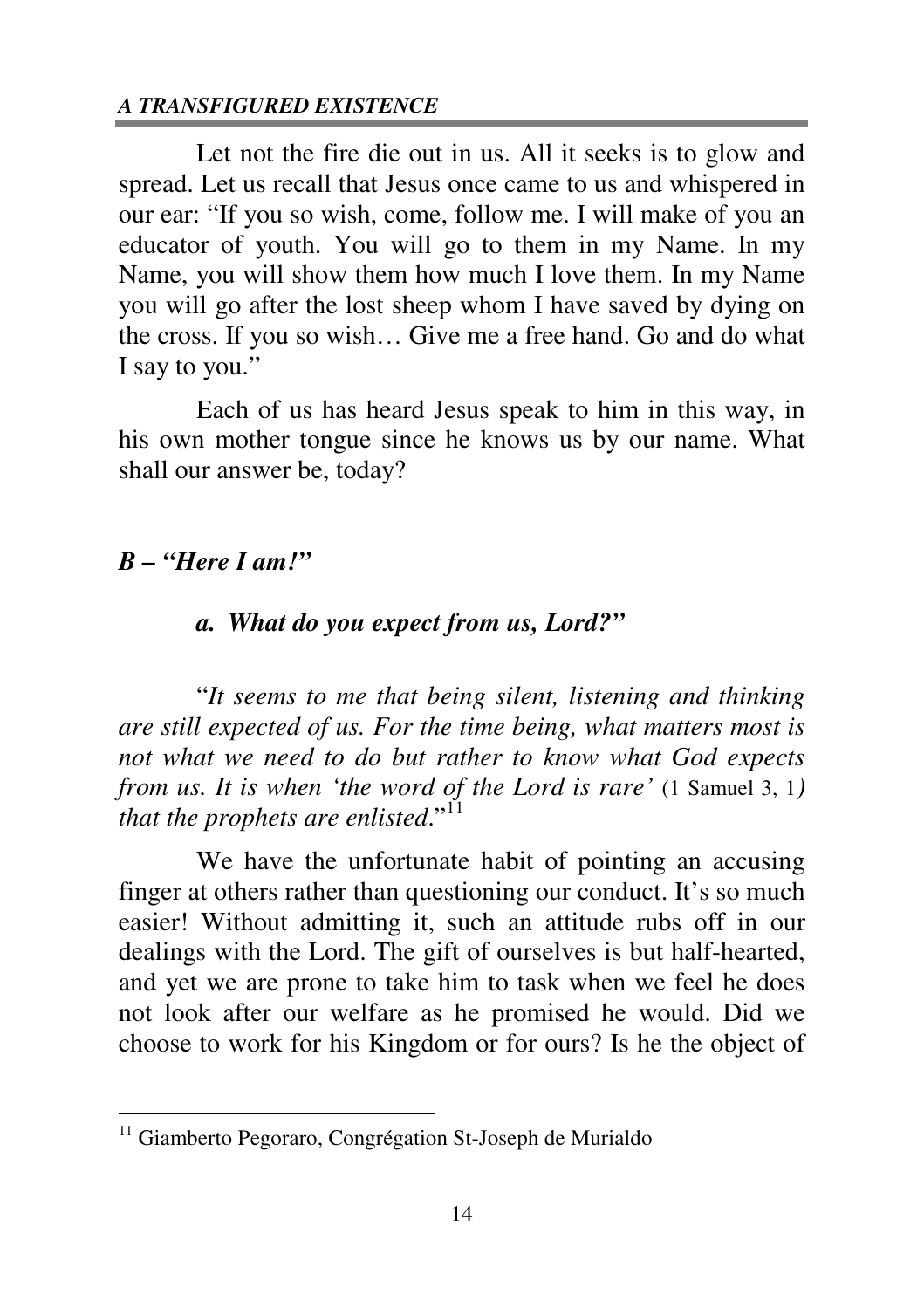Let not the fire die out in us. All it seeks is to glow and spread. Let us recall that Jesus once came to us and whispered in our ear: "If you so wish, come, follow me. I will make of you an educator of youth. You will go to them in my Name. In my Name, you will show them how much I love them. In my Name you will go after the lost sheep whom I have saved by dying on the cross. If you so wish… Give me a free hand. Go and do what I say to you."

Each of us has heard Jesus speak to him in this way, in his own mother tongue since he knows us by our name. What shall our answer be, today?

## *B – "Here I am!"*

### *a. What do you expect from us, Lord?"*

"*It seems to me that being silent, listening and thinking are still expected of us. For the time being, what matters most is not what we need to do but rather to know what God expects from us. It is when 'the word of the Lord is rare'* (1 Samuel 3, 1*) that the prophets are enlisted*."[11]

We have the unfortunate habit of pointing an accusing finger at others rather than questioning our conduct. It's so much easier! Without admitting it, such an attitude rubs off in our dealings with the Lord. The gift of ourselves is but half-hearted, and yet we are prone to take him to task when we feel he does not look after our welfare as he promised he would. Did we choose to work for his Kingdom or for ours? Is he the object of

---

[11] Giamberto Pegoraro, Congrégation St-Joseph de Murialdo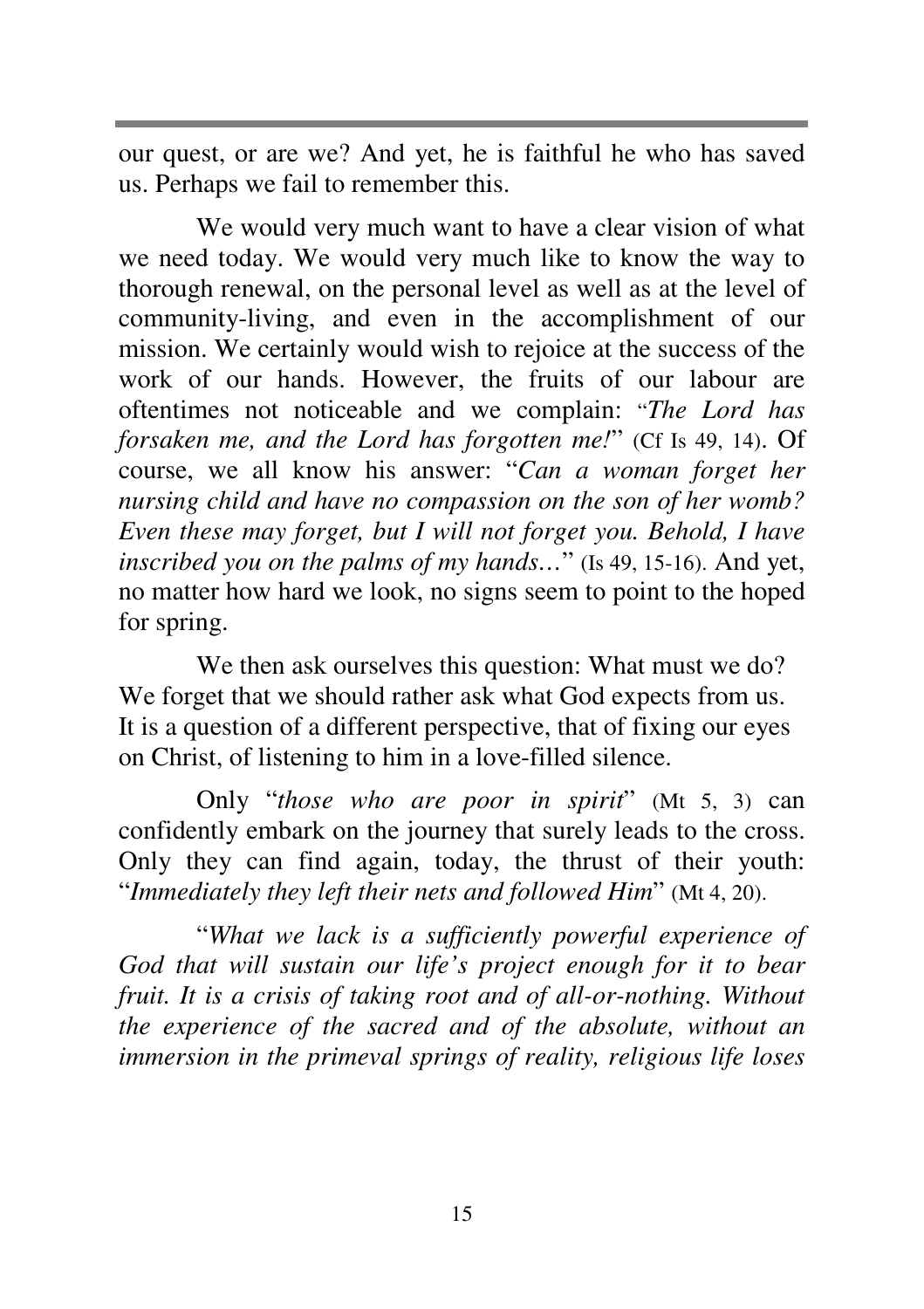our quest, or are we? And yet, he is faithful he who has saved us. Perhaps we fail to remember this.

We would very much want to have a clear vision of what we need today. We would very much like to know the way to thorough renewal, on the personal level as well as at the level of community-living, and even in the accomplishment of our mission. We certainly would wish to rejoice at the success of the work of our hands. However, the fruits of our labour are oftentimes not noticeable and we complain: "*The Lord has forsaken me, and the Lord has forgotten me!*" (Cf Is 49, 14). Of course, we all know his answer: "*Can a woman forget her nursing child and have no compassion on the son of her womb? Even these may forget, but I will not forget you. Behold, I have inscribed you on the palms of my hands…*" (Is 49, 15-16). And yet, no matter how hard we look, no signs seem to point to the hoped for spring.

We then ask ourselves this question: What must we do? We forget that we should rather ask what God expects from us. It is a question of a different perspective, that of fixing our eyes on Christ, of listening to him in a love-filled silence.

Only "*those who are poor in spirit*" (Mt 5, 3) can confidently embark on the journey that surely leads to the cross. Only they can find again, today, the thrust of their youth: "*Immediately they left their nets and followed Him*" (Mt 4, 20).

"*What we lack is a sufficiently powerful experience of God that will sustain our life's project enough for it to bear fruit. It is a crisis of taking root and of all-or-nothing. Without the experience of the sacred and of the absolute, without an immersion in the primeval springs of reality, religious life loses*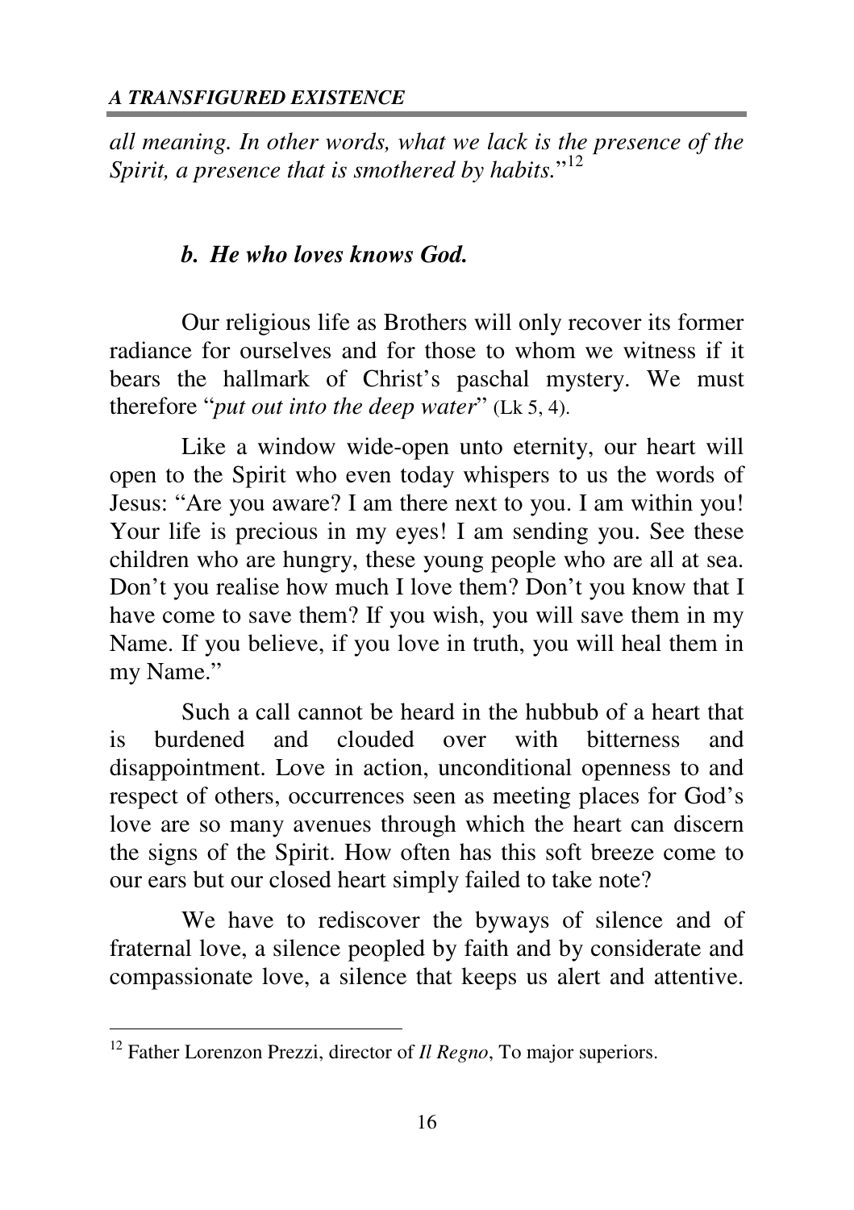*all meaning. In other words, what we lack is the presence of the Spirit, a presence that is smothered by habits.*"[12]

### *b. He who loves knows God.*

Our religious life as Brothers will only recover its former radiance for ourselves and for those to whom we witness if it bears the hallmark of Christ's paschal mystery. We must therefore "*put out into the deep water*" (Lk 5, 4).

Like a window wide-open unto eternity, our heart will open to the Spirit who even today whispers to us the words of Jesus: "Are you aware? I am there next to you. I am within you! Your life is precious in my eyes! I am sending you. See these children who are hungry, these young people who are all at sea. Don't you realise how much I love them? Don't you know that I have come to save them? If you wish, you will save them in my Name. If you believe, if you love in truth, you will heal them in my Name."

Such a call cannot be heard in the hubbub of a heart that is burdened and clouded over with bitterness and disappointment. Love in action, unconditional openness to and respect of others, occurrences seen as meeting places for God's love are so many avenues through which the heart can discern the signs of the Spirit. How often has this soft breeze come to our ears but our closed heart simply failed to take note?

We have to rediscover the byways of silence and of fraternal love, a silence peopled by faith and by considerate and compassionate love, a silence that keeps us alert and attentive.

---

[12] Father Lorenzon Prezzi, director of *Il Regno*, To major superiors.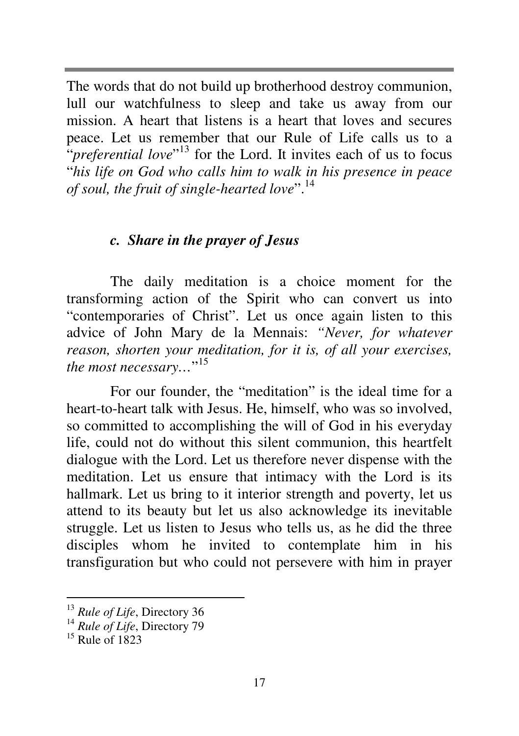The words that do not build up brotherhood destroy communion, lull our watchfulness to sleep and take us away from our mission. A heart that listens is a heart that loves and secures peace. Let us remember that our Rule of Life calls us to a "*preferential love*"[13] for the Lord. It invites each of us to focus "*his life on God who calls him to walk in his presence in peace of soul, the fruit of single-hearted love*".[14]

### c. *Share in the prayer of Jesus*

The daily meditation is a choice moment for the transforming action of the Spirit who can convert us into "contemporaries of Christ". Let us once again listen to this advice of John Mary de la Mennais: *"Never, for whatever reason, shorten your meditation, for it is, of all your exercises, the most necessary…*"[15]

For our founder, the "meditation" is the ideal time for a heart-to-heart talk with Jesus. He, himself, who was so involved, so committed to accomplishing the will of God in his everyday life, could not do without this silent communion, this heartfelt dialogue with the Lord. Let us therefore never dispense with the meditation. Let us ensure that intimacy with the Lord is its hallmark. Let us bring to it interior strength and poverty, let us attend to its beauty but let us also acknowledge its inevitable struggle. Let us listen to Jesus who tells us, as he did the three disciples whom he invited to contemplate him in his transfiguration but who could not persevere with him in prayer

---

[13] *Rule of Life*, Directory 36

[14] *Rule of Life*, Directory 79

[15] Rule of 1823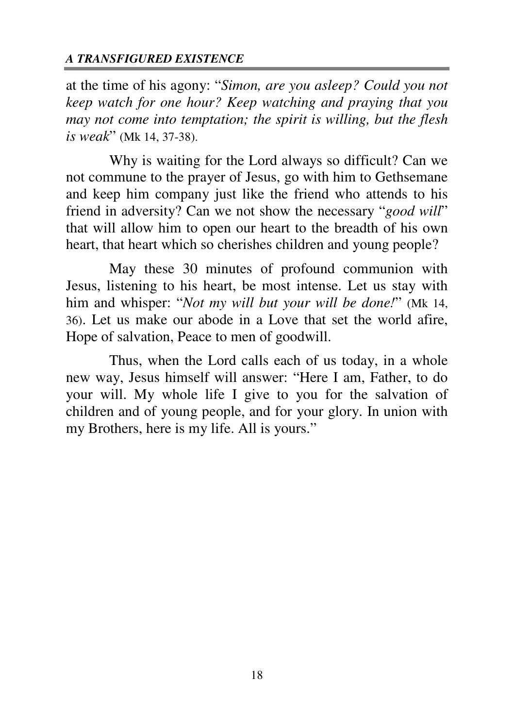at the time of his agony: "*Simon, are you asleep? Could you not keep watch for one hour? Keep watching and praying that you may not come into temptation; the spirit is willing, but the flesh is weak*" (Mk 14, 37-38).

Why is waiting for the Lord always so difficult? Can we not commune to the prayer of Jesus, go with him to Gethsemane and keep him company just like the friend who attends to his friend in adversity? Can we not show the necessary "*good will*" that will allow him to open our heart to the breadth of his own heart, that heart which so cherishes children and young people?

May these 30 minutes of profound communion with Jesus, listening to his heart, be most intense. Let us stay with him and whisper: "*Not my will but your will be done!*" (Mk 14, 36). Let us make our abode in a Love that set the world afire, Hope of salvation, Peace to men of goodwill.

Thus, when the Lord calls each of us today, in a whole new way, Jesus himself will answer: "Here I am, Father, to do your will. My whole life I give to you for the salvation of children and of young people, and for your glory. In union with my Brothers, here is my life. All is yours."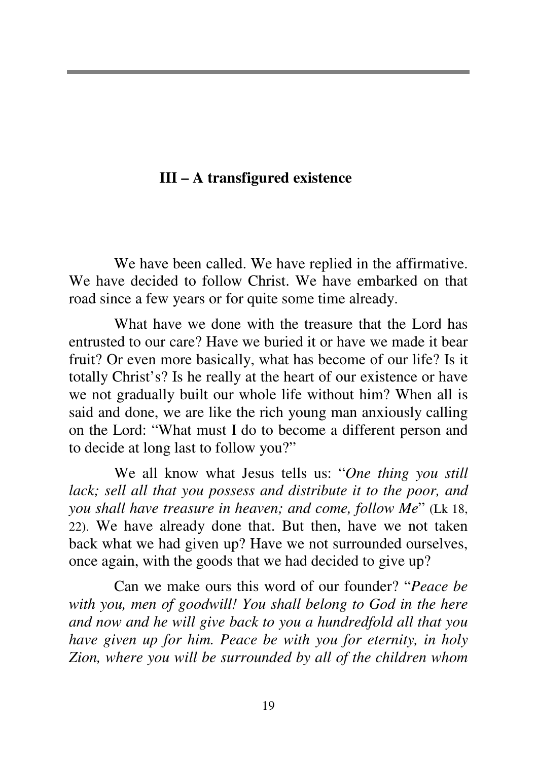## III – A transfigured existence

We have been called. We have replied in the affirmative. We have decided to follow Christ. We have embarked on that road since a few years or for quite some time already.

What have we done with the treasure that the Lord has entrusted to our care? Have we buried it or have we made it bear fruit? Or even more basically, what has become of our life? Is it totally Christ's? Is he really at the heart of our existence or have we not gradually built our whole life without him? When all is said and done, we are like the rich young man anxiously calling on the Lord: "What must I do to become a different person and to decide at long last to follow you?"

We all know what Jesus tells us: "*One thing you still lack; sell all that you possess and distribute it to the poor, and you shall have treasure in heaven; and come, follow Me*" (Lk 18, 22). We have already done that. But then, have we not taken back what we had given up? Have we not surrounded ourselves, once again, with the goods that we had decided to give up?

Can we make ours this word of our founder? "*Peace be with you, men of goodwill! You shall belong to God in the here and now and he will give back to you a hundredfold all that you have given up for him. Peace be with you for eternity, in holy Zion, where you will be surrounded by all of the children whom*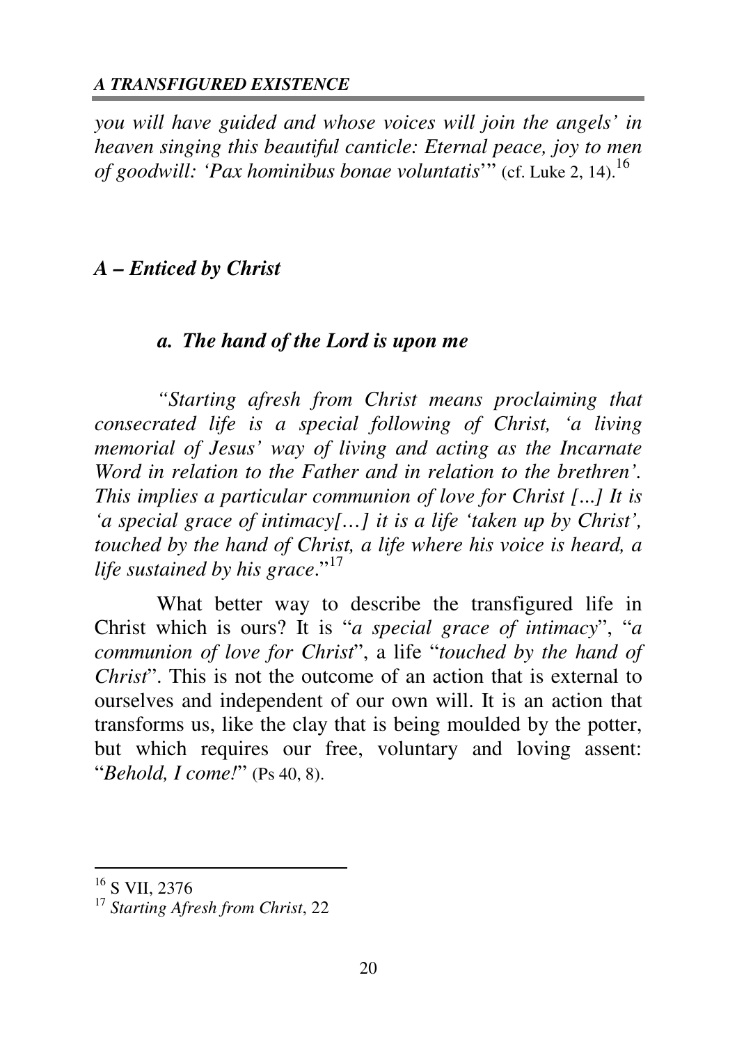*you will have guided and whose voices will join the angels' in heaven singing this beautiful canticle: Eternal peace, joy to men of goodwill: 'Pax hominibus bonae voluntatis*'" (cf. Luke 2, 14).[16]

## *A – Enticed by Christ*

### *a. The hand of the Lord is upon me*

*"Starting afresh from Christ means proclaiming that consecrated life is a special following of Christ, 'a living memorial of Jesus' way of living and acting as the Incarnate Word in relation to the Father and in relation to the brethren'. This implies a particular communion of love for Christ [...] It is 'a special grace of intimacy[…] it is a life 'taken up by Christ', touched by the hand of Christ, a life where his voice is heard, a life sustained by his grace*."[17]

What better way to describe the transfigured life in Christ which is ours? It is "*a special grace of intimacy*", "*a communion of love for Christ*", a life "*touched by the hand of Christ*". This is not the outcome of an action that is external to ourselves and independent of our own will. It is an action that transforms us, like the clay that is being moulded by the potter, but which requires our free, voluntary and loving assent: "*Behold, I come!*" (Ps 40, 8).

---

[16] S VII, 2376

[17] *Starting Afresh from Christ*, 22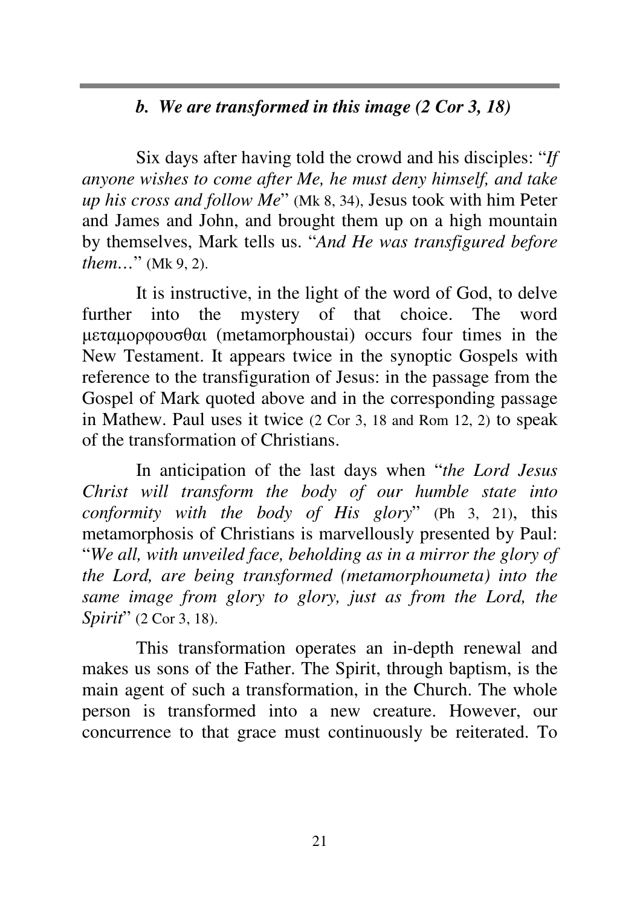### *b. We are transformed in this image (2 Cor 3, 18)*

Six days after having told the crowd and his disciples: "*If anyone wishes to come after Me, he must deny himself, and take up his cross and follow Me*" (Mk 8, 34), Jesus took with him Peter and James and John, and brought them up on a high mountain by themselves, Mark tells us. "*And He was transfigured before them…*" (Mk 9, 2).

It is instructive, in the light of the word of God, to delve further into the mystery of that choice. The word μεταμορφουσθαι (metamorphoustai) occurs four times in the New Testament. It appears twice in the synoptic Gospels with reference to the transfiguration of Jesus: in the passage from the Gospel of Mark quoted above and in the corresponding passage in Mathew. Paul uses it twice (2 Cor 3, 18 and Rom 12, 2) to speak of the transformation of Christians.

In anticipation of the last days when "*the Lord Jesus Christ will transform the body of our humble state into conformity with the body of His glory*" (Ph 3, 21), this metamorphosis of Christians is marvellously presented by Paul: "*We all, with unveiled face, beholding as in a mirror the glory of the Lord, are being transformed (metamorphoumeta) into the same image from glory to glory, just as from the Lord, the Spirit*" (2 Cor 3, 18).

This transformation operates an in-depth renewal and makes us sons of the Father. The Spirit, through baptism, is the main agent of such a transformation, in the Church. The whole person is transformed into a new creature. However, our concurrence to that grace must continuously be reiterated. To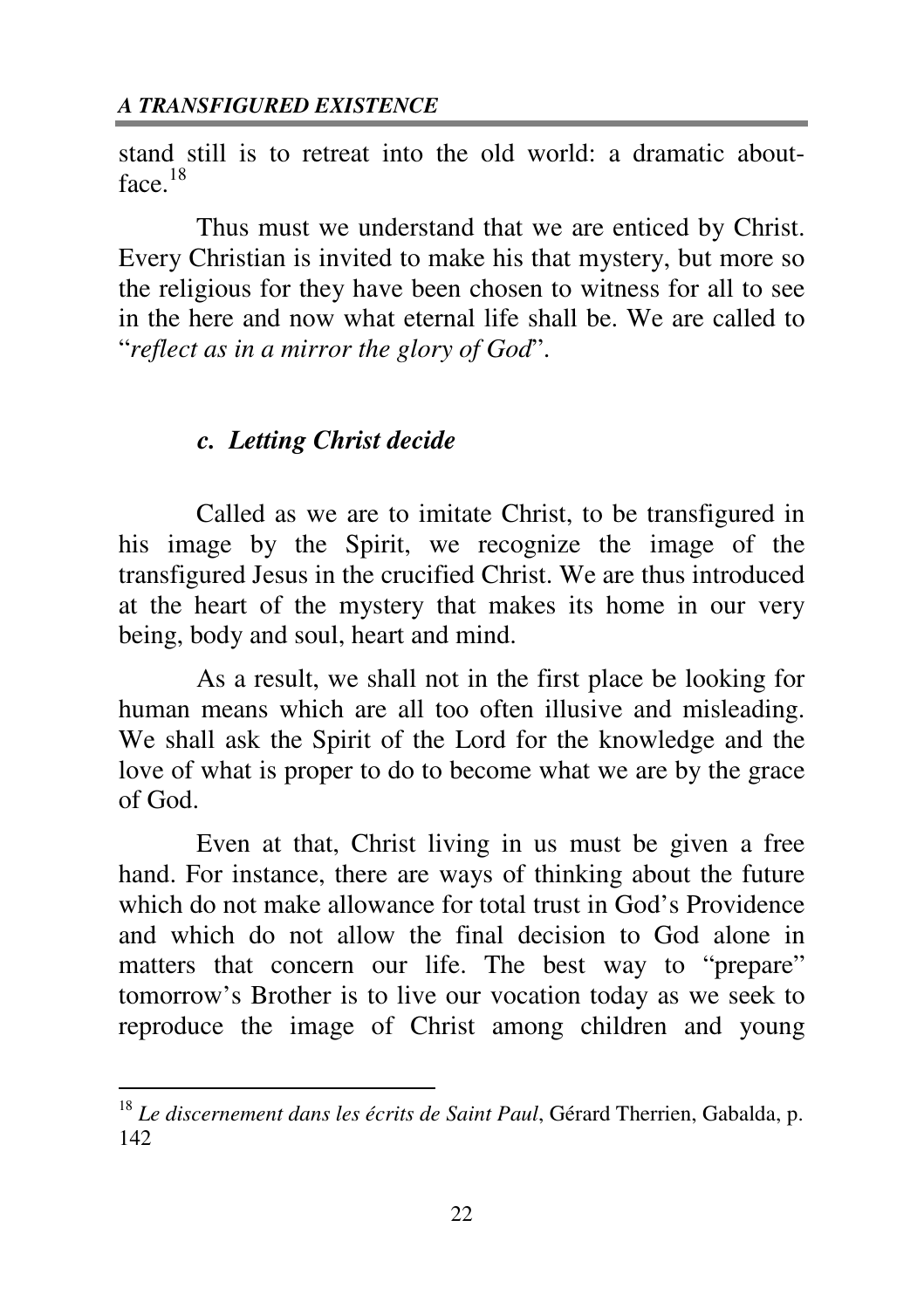stand still is to retreat into the old world: a dramatic about-face.[18]

Thus must we understand that we are enticed by Christ. Every Christian is invited to make his that mystery, but more so the religious for they have been chosen to witness for all to see in the here and now what eternal life shall be. We are called to "*reflect as in a mirror the glory of God*".

### *c. Letting Christ decide*

Called as we are to imitate Christ, to be transfigured in his image by the Spirit, we recognize the image of the transfigured Jesus in the crucified Christ. We are thus introduced at the heart of the mystery that makes its home in our very being, body and soul, heart and mind.

As a result, we shall not in the first place be looking for human means which are all too often illusive and misleading. We shall ask the Spirit of the Lord for the knowledge and the love of what is proper to do to become what we are by the grace of God.

Even at that, Christ living in us must be given a free hand. For instance, there are ways of thinking about the future which do not make allowance for total trust in God's Providence and which do not allow the final decision to God alone in matters that concern our life. The best way to "prepare" tomorrow's Brother is to live our vocation today as we seek to reproduce the image of Christ among children and young

---

[18] *Le discernement dans les écrits de Saint Paul*, Gérard Therrien, Gabalda, p. 142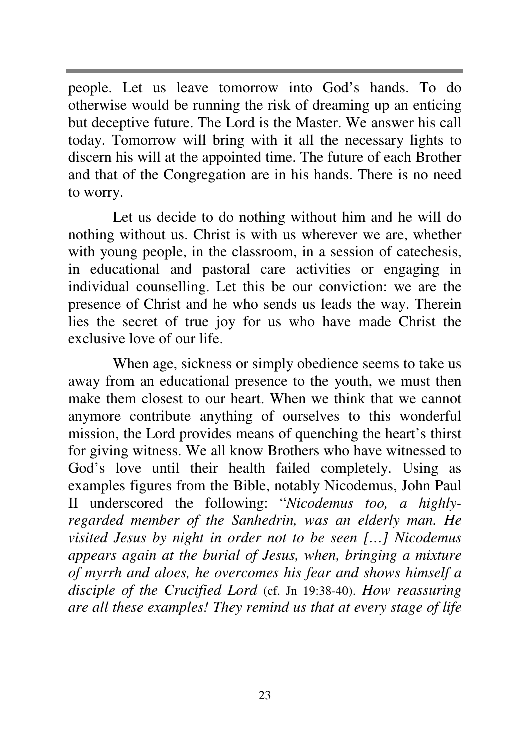people. Let us leave tomorrow into God's hands. To do otherwise would be running the risk of dreaming up an enticing but deceptive future. The Lord is the Master. We answer his call today. Tomorrow will bring with it all the necessary lights to discern his will at the appointed time. The future of each Brother and that of the Congregation are in his hands. There is no need to worry.

Let us decide to do nothing without him and he will do nothing without us. Christ is with us wherever we are, whether with young people, in the classroom, in a session of catechesis, in educational and pastoral care activities or engaging in individual counselling. Let this be our conviction: we are the presence of Christ and he who sends us leads the way. Therein lies the secret of true joy for us who have made Christ the exclusive love of our life.

When age, sickness or simply obedience seems to take us away from an educational presence to the youth, we must then make them closest to our heart. When we think that we cannot anymore contribute anything of ourselves to this wonderful mission, the Lord provides means of quenching the heart's thirst for giving witness. We all know Brothers who have witnessed to God's love until their health failed completely. Using as examples figures from the Bible, notably Nicodemus, John Paul II underscored the following: "*Nicodemus too, a highly-regarded member of the Sanhedrin, was an elderly man. He visited Jesus by night in order not to be seen […] Nicodemus appears again at the burial of Jesus, when, bringing a mixture of myrrh and aloes, he overcomes his fear and shows himself a disciple of the Crucified Lord* (cf. Jn 19:38-40). *How reassuring are all these examples! They remind us that at every stage of life*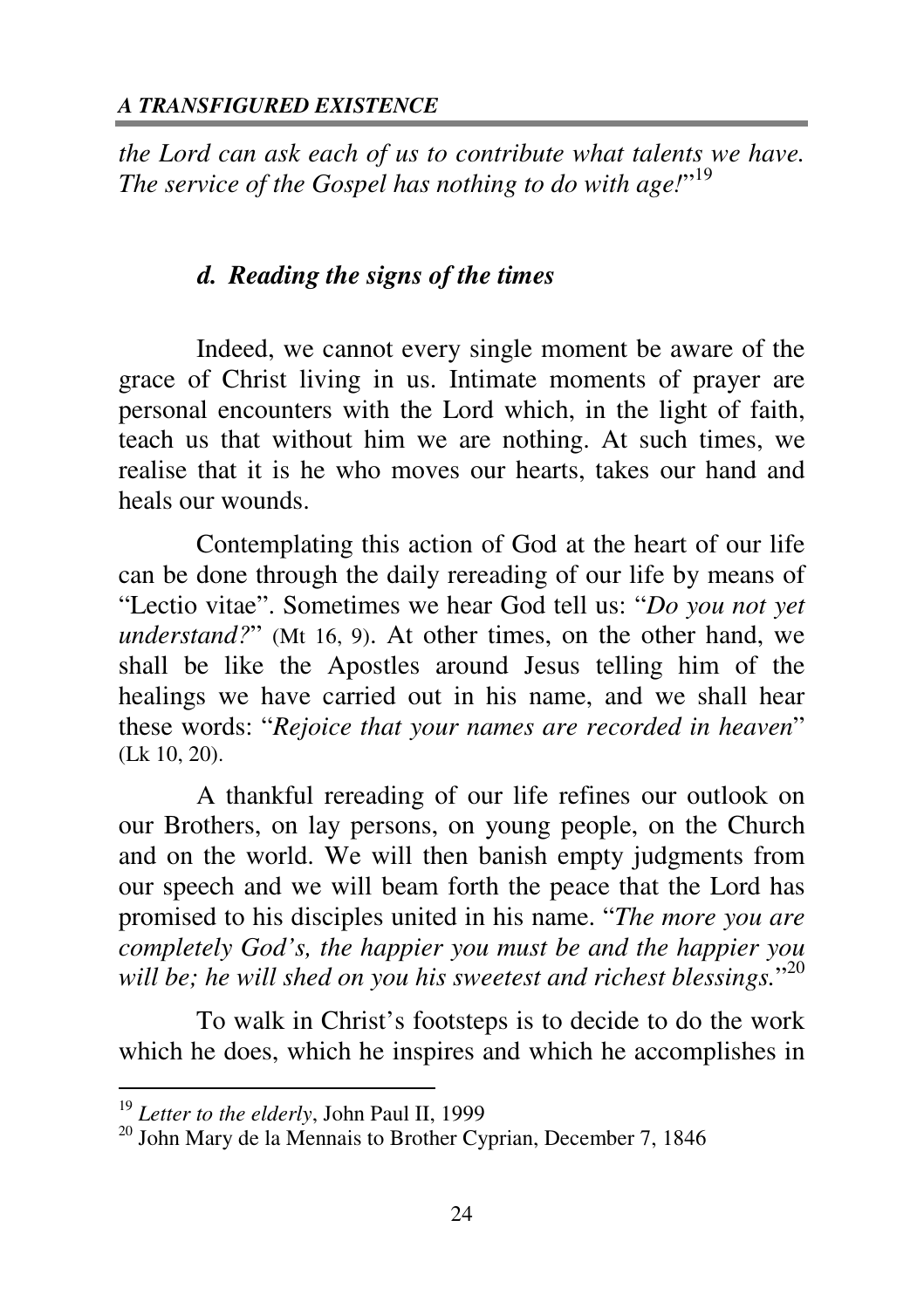*the Lord can ask each of us to contribute what talents we have. The service of the Gospel has nothing to do with age!*"[19]

### *d. Reading the signs of the times*

Indeed, we cannot every single moment be aware of the grace of Christ living in us. Intimate moments of prayer are personal encounters with the Lord which, in the light of faith, teach us that without him we are nothing. At such times, we realise that it is he who moves our hearts, takes our hand and heals our wounds.

Contemplating this action of God at the heart of our life can be done through the daily rereading of our life by means of "Lectio vitae". Sometimes we hear God tell us: "*Do you not yet understand?*" (Mt 16, 9). At other times, on the other hand, we shall be like the Apostles around Jesus telling him of the healings we have carried out in his name, and we shall hear these words: "*Rejoice that your names are recorded in heaven*" (Lk 10, 20).

A thankful rereading of our life refines our outlook on our Brothers, on lay persons, on young people, on the Church and on the world. We will then banish empty judgments from our speech and we will beam forth the peace that the Lord has promised to his disciples united in his name. "*The more you are completely God's, the happier you must be and the happier you will be; he will shed on you his sweetest and richest blessings.*"[20]

To walk in Christ's footsteps is to decide to do the work which he does, which he inspires and which he accomplishes in

---

[19] *Letter to the elderly*, John Paul II, 1999

[20] John Mary de la Mennais to Brother Cyprian, December 7, 1846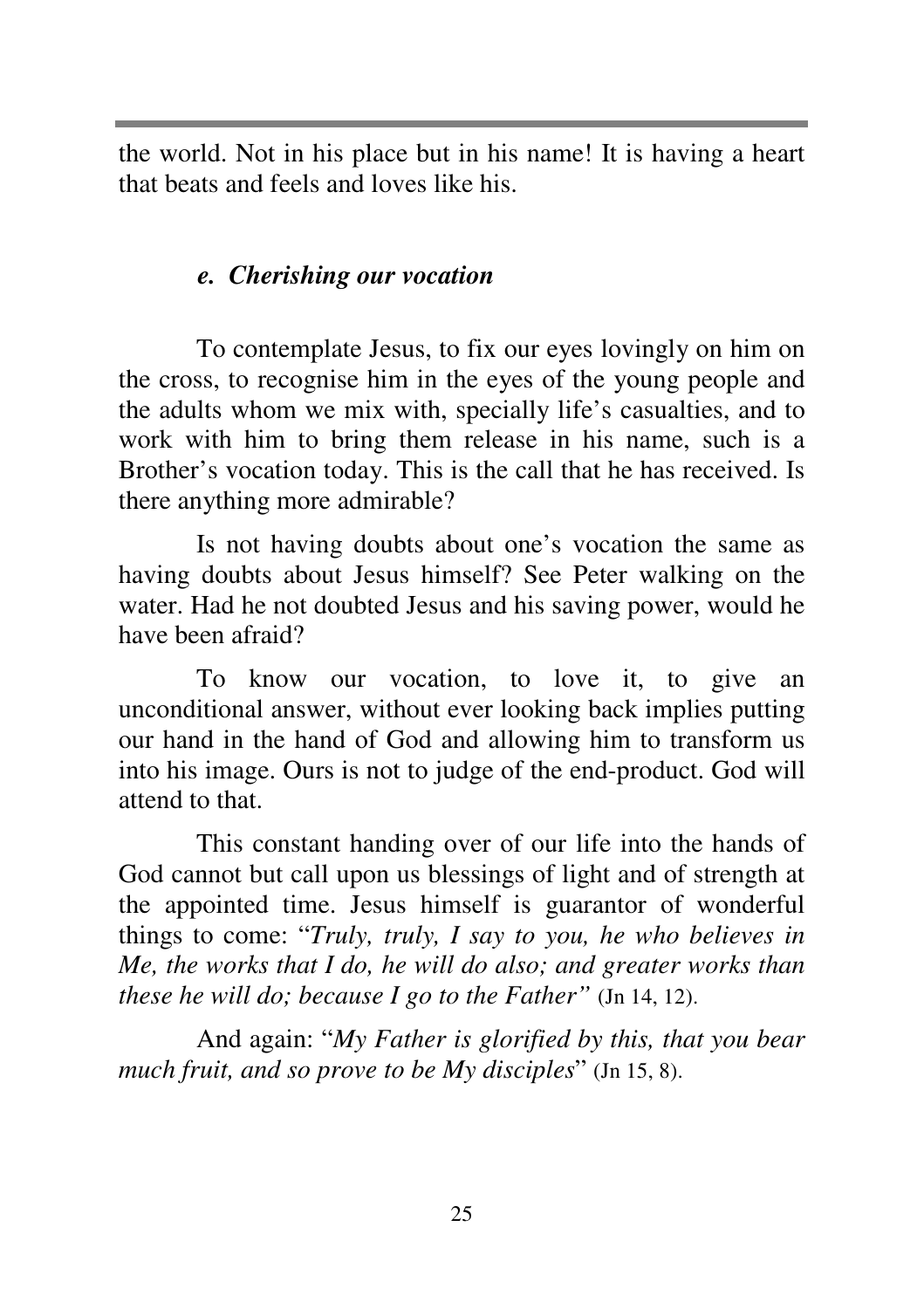the world. Not in his place but in his name! It is having a heart that beats and feels and loves like his.

### *e. Cherishing our vocation*

To contemplate Jesus, to fix our eyes lovingly on him on the cross, to recognise him in the eyes of the young people and the adults whom we mix with, specially life's casualties, and to work with him to bring them release in his name, such is a Brother's vocation today. This is the call that he has received. Is there anything more admirable?

Is not having doubts about one's vocation the same as having doubts about Jesus himself? See Peter walking on the water. Had he not doubted Jesus and his saving power, would he have been afraid?

To know our vocation, to love it, to give an unconditional answer, without ever looking back implies putting our hand in the hand of God and allowing him to transform us into his image. Ours is not to judge of the end-product. God will attend to that.

This constant handing over of our life into the hands of God cannot but call upon us blessings of light and of strength at the appointed time. Jesus himself is guarantor of wonderful things to come: "*Truly, truly, I say to you, he who believes in Me, the works that I do, he will do also; and greater works than these he will do; because I go to the Father"* (Jn 14, 12).

And again: "*My Father is glorified by this, that you bear much fruit, and so prove to be My disciples*" (Jn 15, 8).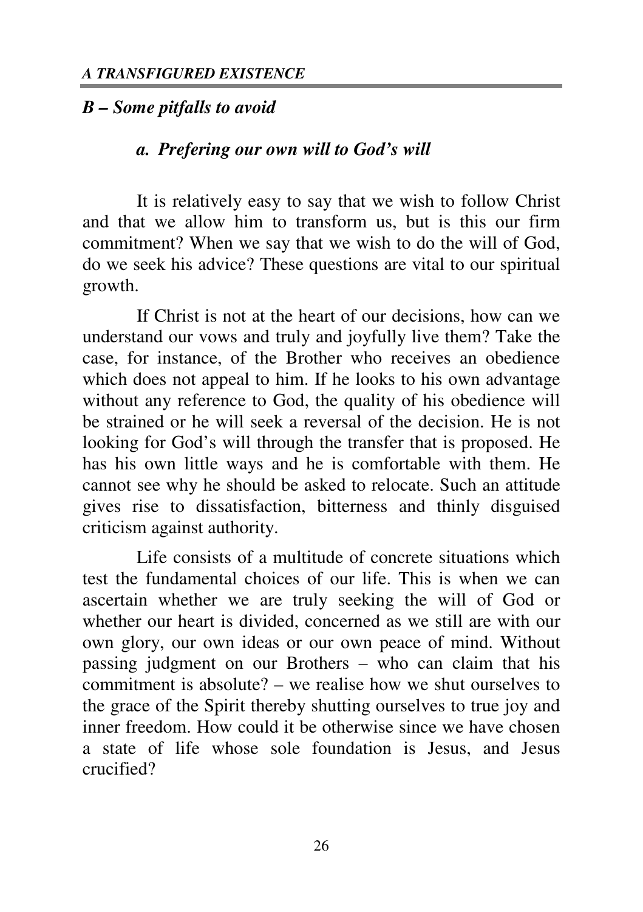## *B – Some pitfalls to avoid*

### *a. Prefering our own will to God's will*

It is relatively easy to say that we wish to follow Christ and that we allow him to transform us, but is this our firm commitment? When we say that we wish to do the will of God, do we seek his advice? These questions are vital to our spiritual growth.

If Christ is not at the heart of our decisions, how can we understand our vows and truly and joyfully live them? Take the case, for instance, of the Brother who receives an obedience which does not appeal to him. If he looks to his own advantage without any reference to God, the quality of his obedience will be strained or he will seek a reversal of the decision. He is not looking for God's will through the transfer that is proposed. He has his own little ways and he is comfortable with them. He cannot see why he should be asked to relocate. Such an attitude gives rise to dissatisfaction, bitterness and thinly disguised criticism against authority.

Life consists of a multitude of concrete situations which test the fundamental choices of our life. This is when we can ascertain whether we are truly seeking the will of God or whether our heart is divided, concerned as we still are with our own glory, our own ideas or our own peace of mind. Without passing judgment on our Brothers – who can claim that his commitment is absolute? – we realise how we shut ourselves to the grace of the Spirit thereby shutting ourselves to true joy and inner freedom. How could it be otherwise since we have chosen a state of life whose sole foundation is Jesus, and Jesus crucified?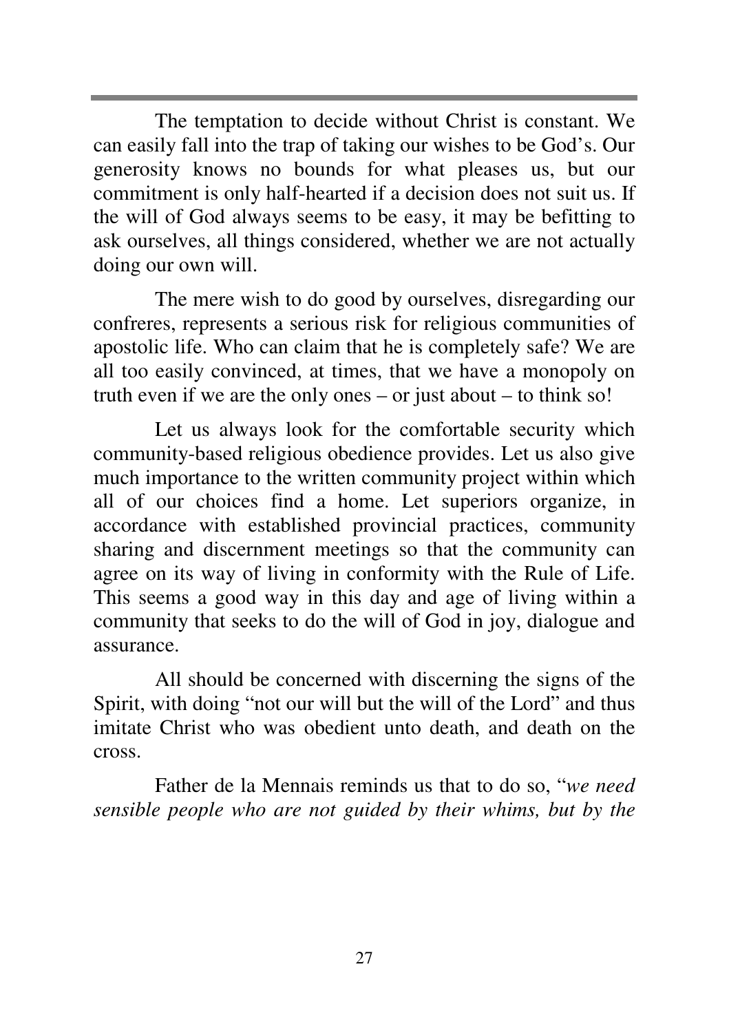The temptation to decide without Christ is constant. We can easily fall into the trap of taking our wishes to be God's. Our generosity knows no bounds for what pleases us, but our commitment is only half-hearted if a decision does not suit us. If the will of God always seems to be easy, it may be befitting to ask ourselves, all things considered, whether we are not actually doing our own will.

The mere wish to do good by ourselves, disregarding our confreres, represents a serious risk for religious communities of apostolic life. Who can claim that he is completely safe? We are all too easily convinced, at times, that we have a monopoly on truth even if we are the only ones – or just about – to think so!

Let us always look for the comfortable security which community-based religious obedience provides. Let us also give much importance to the written community project within which all of our choices find a home. Let superiors organize, in accordance with established provincial practices, community sharing and discernment meetings so that the community can agree on its way of living in conformity with the Rule of Life. This seems a good way in this day and age of living within a community that seeks to do the will of God in joy, dialogue and assurance.

All should be concerned with discerning the signs of the Spirit, with doing "not our will but the will of the Lord" and thus imitate Christ who was obedient unto death, and death on the cross.

Father de la Mennais reminds us that to do so, "*we need sensible people who are not guided by their whims, but by the*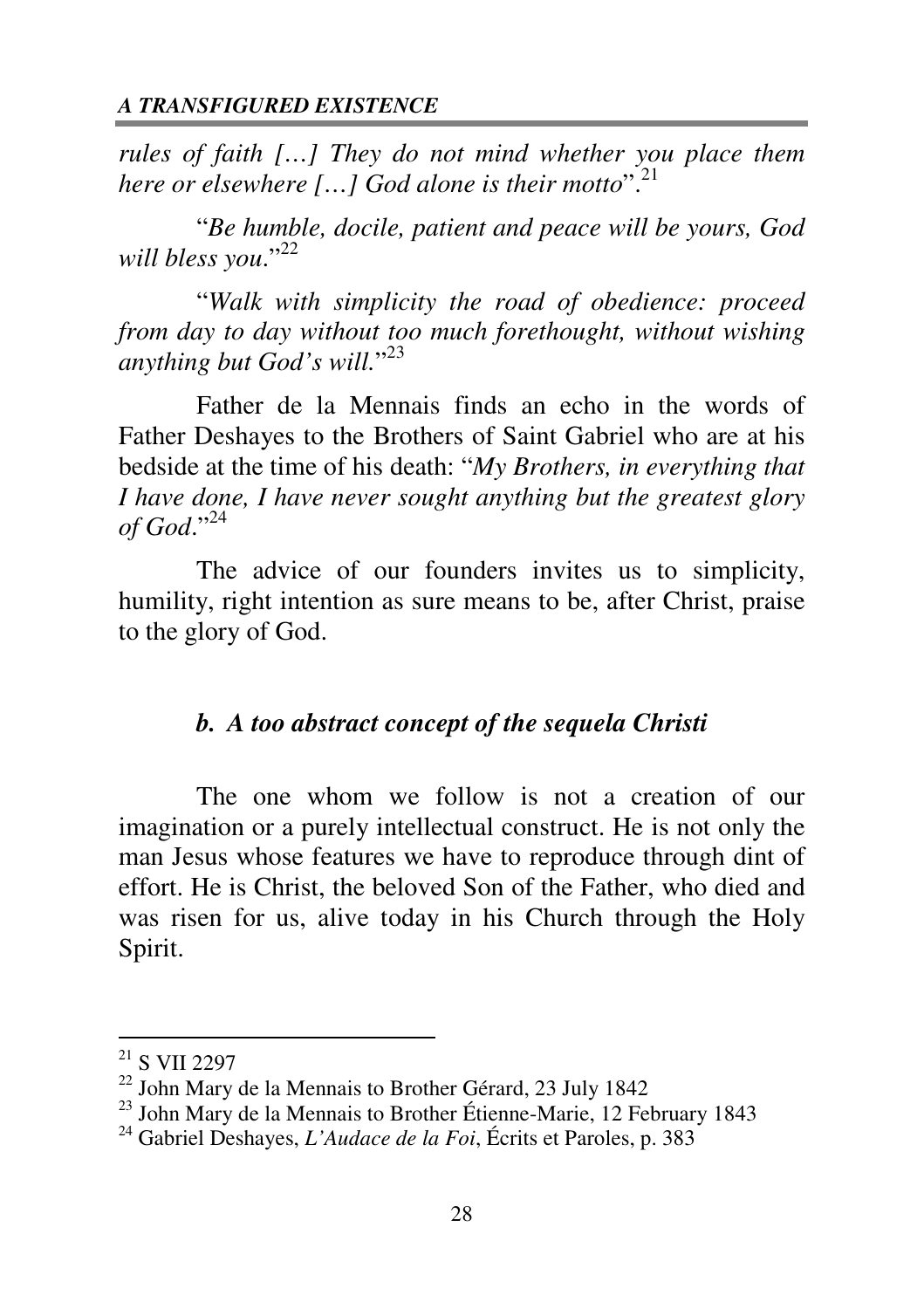*rules of faith […] They do not mind whether you place them here or elsewhere […] God alone is their motto*".[21]

"*Be humble, docile, patient and peace will be yours, God will bless you*."[22]

"*Walk with simplicity the road of obedience: proceed from day to day without too much forethought, without wishing anything but God's will.*"[23]

Father de la Mennais finds an echo in the words of Father Deshayes to the Brothers of Saint Gabriel who are at his bedside at the time of his death: "*My Brothers, in everything that I have done, I have never sought anything but the greatest glory of God*."[24]

The advice of our founders invites us to simplicity, humility, right intention as sure means to be, after Christ, praise to the glory of God.

### *b. A too abstract concept of the sequela Christi*

The one whom we follow is not a creation of our imagination or a purely intellectual construct. He is not only the man Jesus whose features we have to reproduce through dint of effort. He is Christ, the beloved Son of the Father, who died and was risen for us, alive today in his Church through the Holy Spirit.

---

[21] S VII 2297

[22] John Mary de la Mennais to Brother Gérard, 23 July 1842

[23] John Mary de la Mennais to Brother Étienne-Marie, 12 February 1843

[24] Gabriel Deshayes, *L'Audace de la Foi*, Écrits et Paroles, p. 383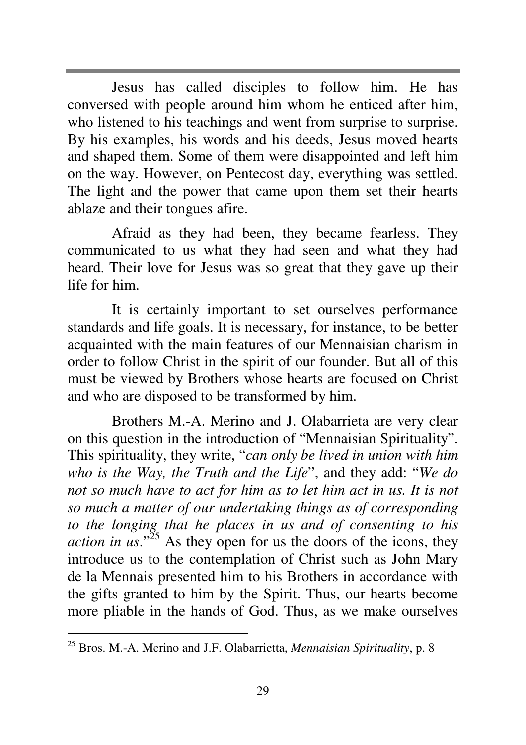Jesus has called disciples to follow him. He has conversed with people around him whom he enticed after him, who listened to his teachings and went from surprise to surprise. By his examples, his words and his deeds, Jesus moved hearts and shaped them. Some of them were disappointed and left him on the way. However, on Pentecost day, everything was settled. The light and the power that came upon them set their hearts ablaze and their tongues afire.

Afraid as they had been, they became fearless. They communicated to us what they had seen and what they had heard. Their love for Jesus was so great that they gave up their life for him.

It is certainly important to set ourselves performance standards and life goals. It is necessary, for instance, to be better acquainted with the main features of our Mennaisian charism in order to follow Christ in the spirit of our founder. But all of this must be viewed by Brothers whose hearts are focused on Christ and who are disposed to be transformed by him.

Brothers M.-A. Merino and J. Olabarrieta are very clear on this question in the introduction of "Mennaisian Spirituality". This spirituality, they write, "*can only be lived in union with him who is the Way, the Truth and the Life*", and they add: "*We do not so much have to act for him as to let him act in us. It is not so much a matter of our undertaking things as of corresponding to the longing that he places in us and of consenting to his action in us*."[25] As they open for us the doors of the icons, they introduce us to the contemplation of Christ such as John Mary de la Mennais presented him to his Brothers in accordance with the gifts granted to him by the Spirit. Thus, our hearts become more pliable in the hands of God. Thus, as we make ourselves

[25] Bros. M.-A. Merino and J.F. Olabarrietta, *Mennaisian Spirituality*, p. 8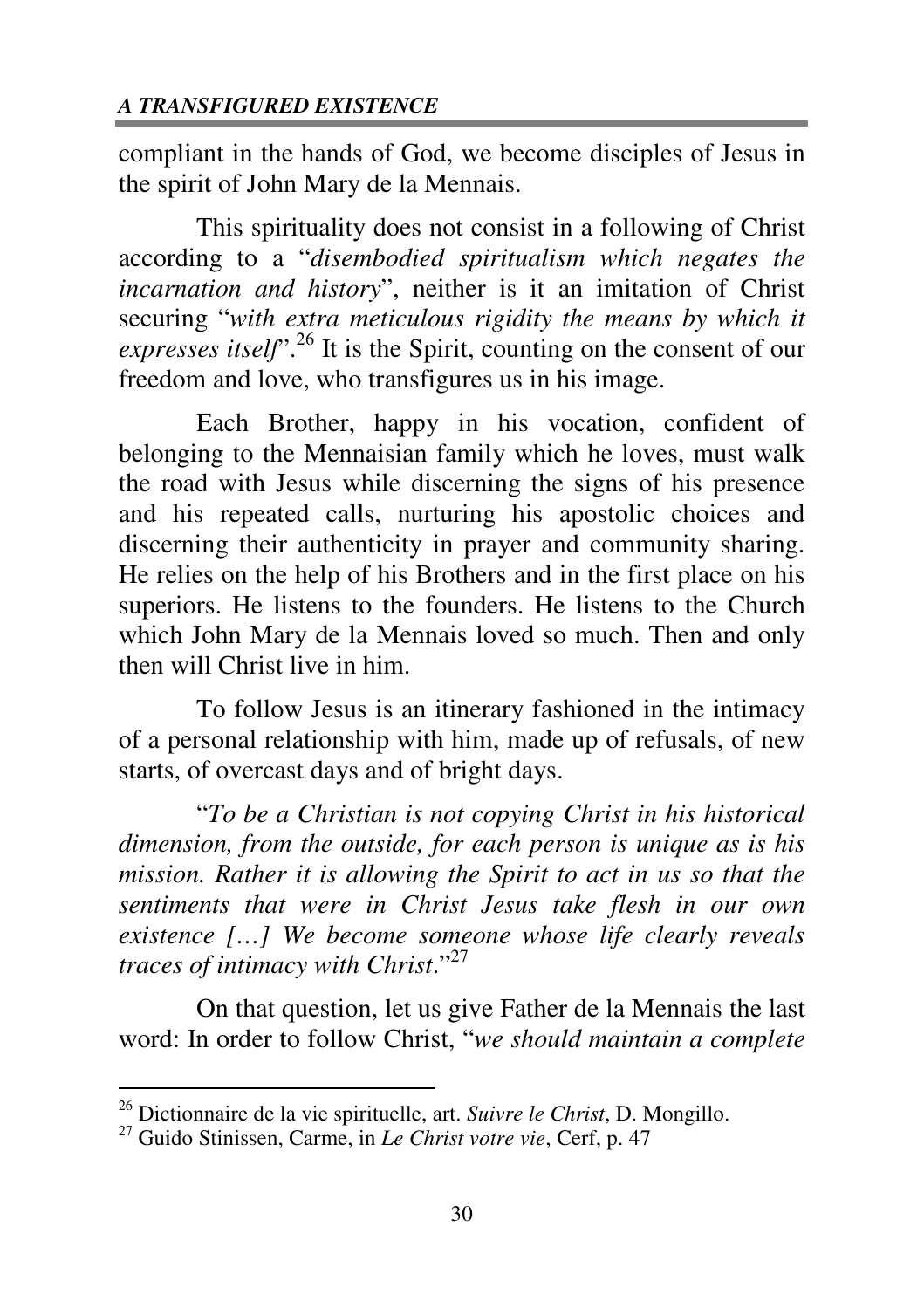compliant in the hands of God, we become disciples of Jesus in the spirit of John Mary de la Mennais.

This spirituality does not consist in a following of Christ according to a "*disembodied spiritualism which negates the incarnation and history*", neither is it an imitation of Christ securing "*with extra meticulous rigidity the means by which it expresses itself*".[26] It is the Spirit, counting on the consent of our freedom and love, who transfigures us in his image.

Each Brother, happy in his vocation, confident of belonging to the Mennaisian family which he loves, must walk the road with Jesus while discerning the signs of his presence and his repeated calls, nurturing his apostolic choices and discerning their authenticity in prayer and community sharing. He relies on the help of his Brothers and in the first place on his superiors. He listens to the founders. He listens to the Church which John Mary de la Mennais loved so much. Then and only then will Christ live in him.

To follow Jesus is an itinerary fashioned in the intimacy of a personal relationship with him, made up of refusals, of new starts, of overcast days and of bright days.

"*To be a Christian is not copying Christ in his historical dimension, from the outside, for each person is unique as is his mission. Rather it is allowing the Spirit to act in us so that the sentiments that were in Christ Jesus take flesh in our own existence […] We become someone whose life clearly reveals traces of intimacy with Christ*."[27]

On that question, let us give Father de la Mennais the last word: In order to follow Christ, "*we should maintain a complete*

---

[26] Dictionnaire de la vie spirituelle, art. *Suivre le Christ*, D. Mongillo.

[27] Guido Stinissen, Carme, in *Le Christ votre vie*, Cerf, p. 47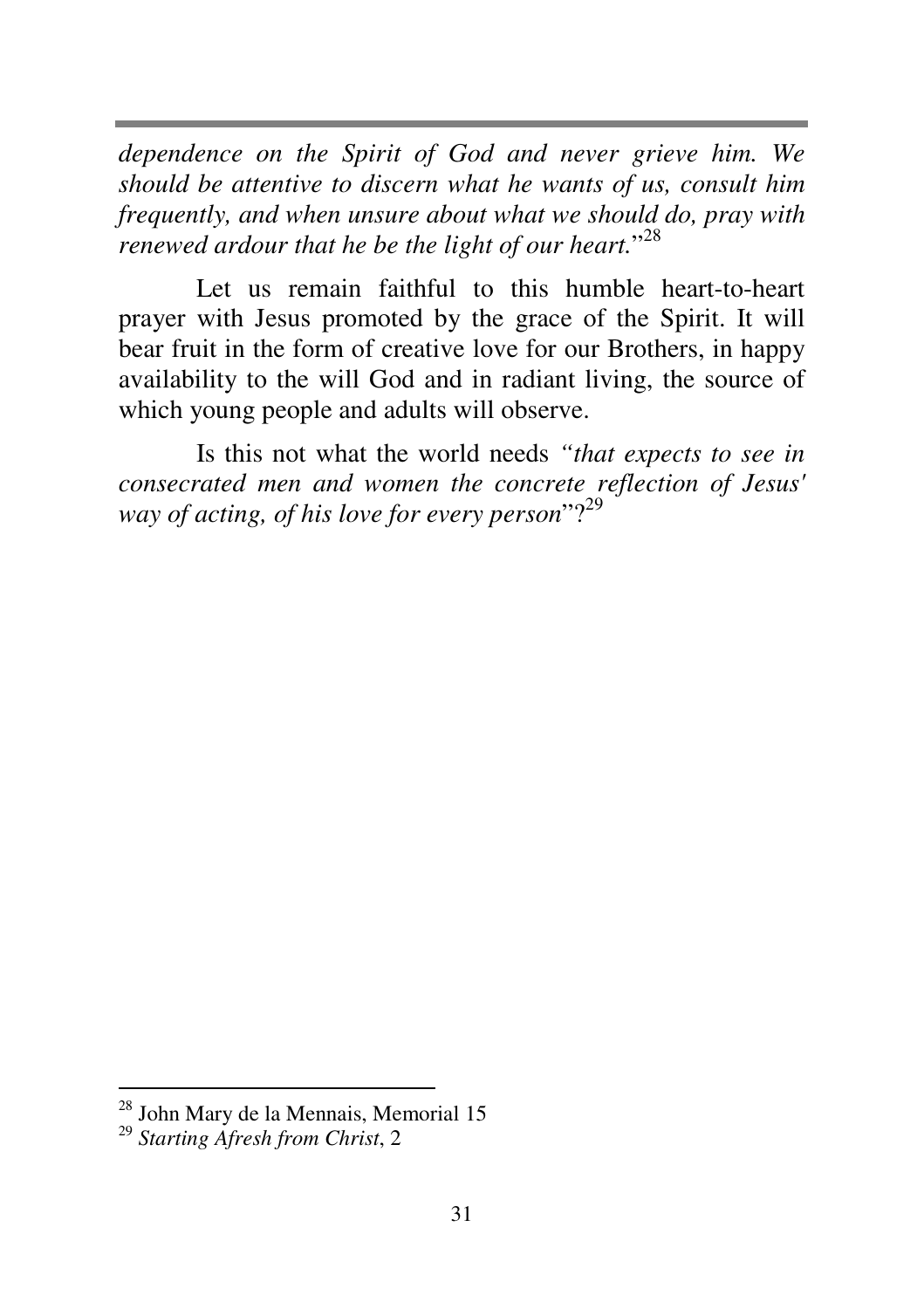*dependence on the Spirit of God and never grieve him. We should be attentive to discern what he wants of us, consult him frequently, and when unsure about what we should do, pray with renewed ardour that he be the light of our heart.*"[28]

Let us remain faithful to this humble heart-to-heart prayer with Jesus promoted by the grace of the Spirit. It will bear fruit in the form of creative love for our Brothers, in happy availability to the will God and in radiant living, the source of which young people and adults will observe.

Is this not what the world needs *"that expects to see in consecrated men and women the concrete reflection of Jesus' way of acting, of his love for every person*"?[29]

---

[28] John Mary de la Mennais, Memorial 15

[29] *Starting Afresh from Christ*, 2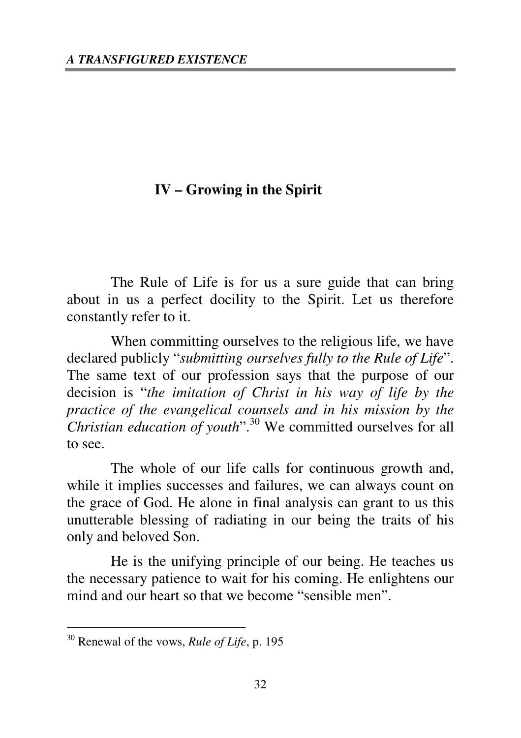## IV – Growing in the Spirit

The Rule of Life is for us a sure guide that can bring about in us a perfect docility to the Spirit. Let us therefore constantly refer to it.

When committing ourselves to the religious life, we have declared publicly "*submitting ourselves fully to the Rule of Life*". The same text of our profession says that the purpose of our decision is "*the imitation of Christ in his way of life by the practice of the evangelical counsels and in his mission by the Christian education of youth*".[30] We committed ourselves for all to see.

The whole of our life calls for continuous growth and, while it implies successes and failures, we can always count on the grace of God. He alone in final analysis can grant to us this unutterable blessing of radiating in our being the traits of his only and beloved Son.

He is the unifying principle of our being. He teaches us the necessary patience to wait for his coming. He enlightens our mind and our heart so that we become "sensible men".

---

[30] Renewal of the vows, *Rule of Life*, p. 195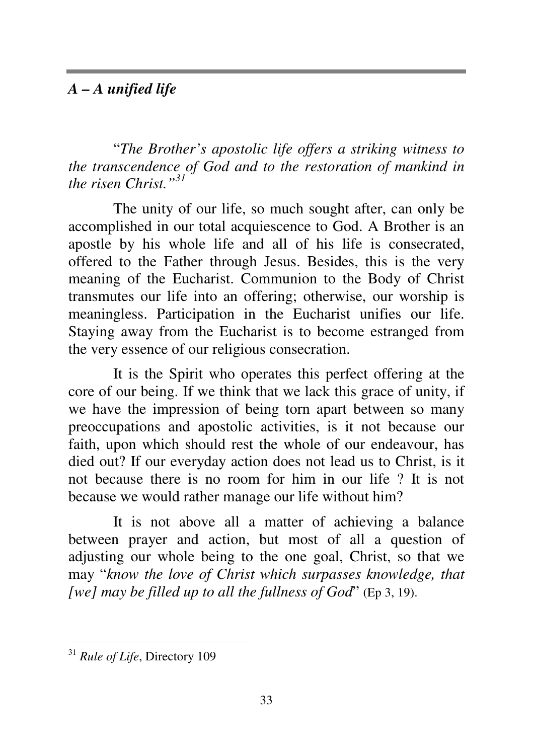### *A – A unified life*

"*The Brother's apostolic life offers a striking witness to the transcendence of God and to the restoration of mankind in the risen Christ.*"[31]

The unity of our life, so much sought after, can only be accomplished in our total acquiescence to God. A Brother is an apostle by his whole life and all of his life is consecrated, offered to the Father through Jesus. Besides, this is the very meaning of the Eucharist. Communion to the Body of Christ transmutes our life into an offering; otherwise, our worship is meaningless. Participation in the Eucharist unifies our life. Staying away from the Eucharist is to become estranged from the very essence of our religious consecration.

It is the Spirit who operates this perfect offering at the core of our being. If we think that we lack this grace of unity, if we have the impression of being torn apart between so many preoccupations and apostolic activities, is it not because our faith, upon which should rest the whole of our endeavour, has died out? If our everyday action does not lead us to Christ, is it not because there is no room for him in our life ? It is not because we would rather manage our life without him?

It is not above all a matter of achieving a balance between prayer and action, but most of all a question of adjusting our whole being to the one goal, Christ, so that we may "*know the love of Christ which surpasses knowledge, that [we] may be filled up to all the fullness of God*" (Ep 3, 19).

---

[31] *Rule of Life*, Directory 109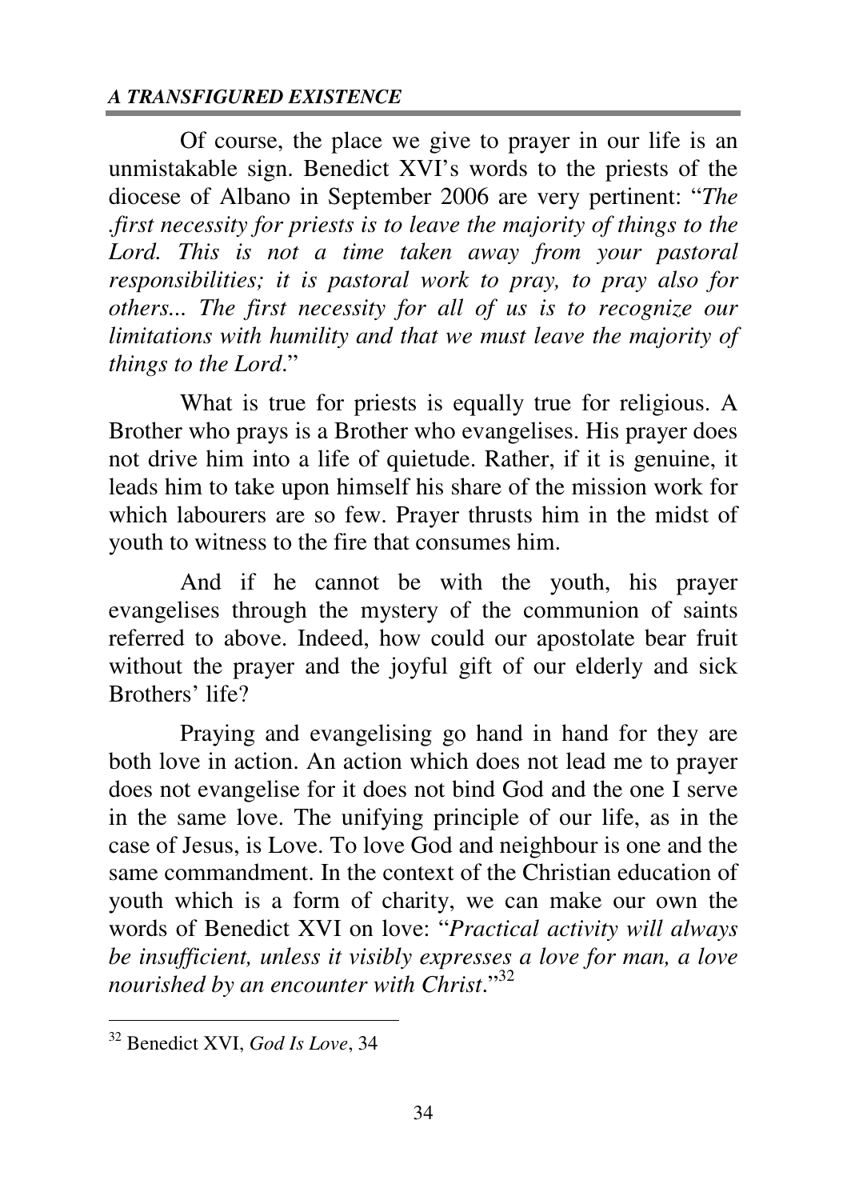Of course, the place we give to prayer in our life is an unmistakable sign. Benedict XVI's words to the priests of the diocese of Albano in September 2006 are very pertinent: "*The .first necessity for priests is to leave the majority of things to the Lord. This is not a time taken away from your pastoral responsibilities; it is pastoral work to pray, to pray also for others... The first necessity for all of us is to recognize our limitations with humility and that we must leave the majority of things to the Lord*."

What is true for priests is equally true for religious. A Brother who prays is a Brother who evangelises. His prayer does not drive him into a life of quietude. Rather, if it is genuine, it leads him to take upon himself his share of the mission work for which labourers are so few. Prayer thrusts him in the midst of youth to witness to the fire that consumes him.

And if he cannot be with the youth, his prayer evangelises through the mystery of the communion of saints referred to above. Indeed, how could our apostolate bear fruit without the prayer and the joyful gift of our elderly and sick Brothers' life?

Praying and evangelising go hand in hand for they are both love in action. An action which does not lead me to prayer does not evangelise for it does not bind God and the one I serve in the same love. The unifying principle of our life, as in the case of Jesus, is Love. To love God and neighbour is one and the same commandment. In the context of the Christian education of youth which is a form of charity, we can make our own the words of Benedict XVI on love: "*Practical activity will always be insufficient, unless it visibly expresses a love for man, a love nourished by an encounter with Christ*."[32]

---

[32] Benedict XVI, *God Is Love*, 34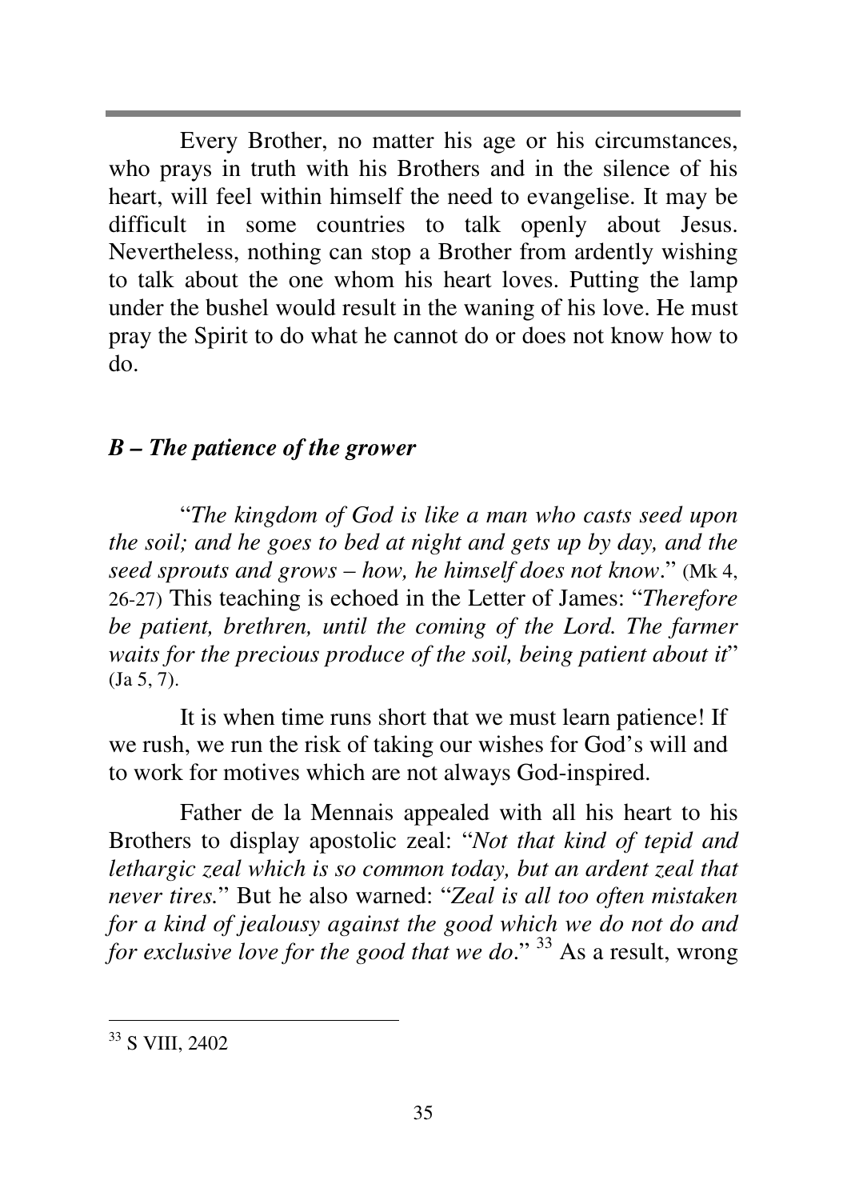Every Brother, no matter his age or his circumstances, who prays in truth with his Brothers and in the silence of his heart, will feel within himself the need to evangelise. It may be difficult in some countries to talk openly about Jesus. Nevertheless, nothing can stop a Brother from ardently wishing to talk about the one whom his heart loves. Putting the lamp under the bushel would result in the waning of his love. He must pray the Spirit to do what he cannot do or does not know how to do.

### *B – The patience of the grower*

"*The kingdom of God is like a man who casts seed upon the soil; and he goes to bed at night and gets up by day, and the seed sprouts and grows – how, he himself does not know*." (Mk 4, 26-27) This teaching is echoed in the Letter of James: "*Therefore be patient, brethren, until the coming of the Lord. The farmer waits for the precious produce of the soil, being patient about it*" (Ja 5, 7).

It is when time runs short that we must learn patience! If we rush, we run the risk of taking our wishes for God's will and to work for motives which are not always God-inspired.

Father de la Mennais appealed with all his heart to his Brothers to display apostolic zeal: "*Not that kind of tepid and lethargic zeal which is so common today, but an ardent zeal that never tires.*" But he also warned: "*Zeal is all too often mistaken for a kind of jealousy against the good which we do not do and for exclusive love for the good that we do*." [33] As a result, wrong

---

[33] S VIII, 2402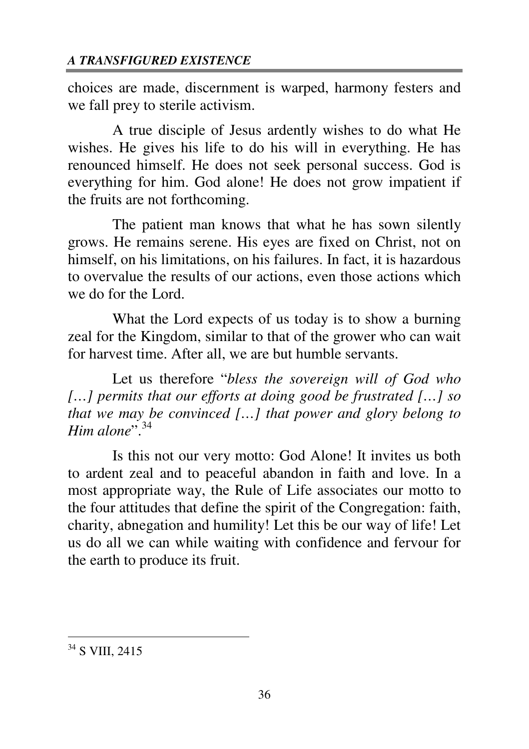choices are made, discernment is warped, harmony festers and we fall prey to sterile activism.

A true disciple of Jesus ardently wishes to do what He wishes. He gives his life to do his will in everything. He has renounced himself. He does not seek personal success. God is everything for him. God alone! He does not grow impatient if the fruits are not forthcoming.

The patient man knows that what he has sown silently grows. He remains serene. His eyes are fixed on Christ, not on himself, on his limitations, on his failures. In fact, it is hazardous to overvalue the results of our actions, even those actions which we do for the Lord.

What the Lord expects of us today is to show a burning zeal for the Kingdom, similar to that of the grower who can wait for harvest time. After all, we are but humble servants.

Let us therefore "*bless the sovereign will of God who […] permits that our efforts at doing good be frustrated […] so that we may be convinced […] that power and glory belong to Him alone*".[34]

Is this not our very motto: God Alone! It invites us both to ardent zeal and to peaceful abandon in faith and love. In a most appropriate way, the Rule of Life associates our motto to the four attitudes that define the spirit of the Congregation: faith, charity, abnegation and humility! Let this be our way of life! Let us do all we can while waiting with confidence and fervour for the earth to produce its fruit.

---

[34] S VIII, 2415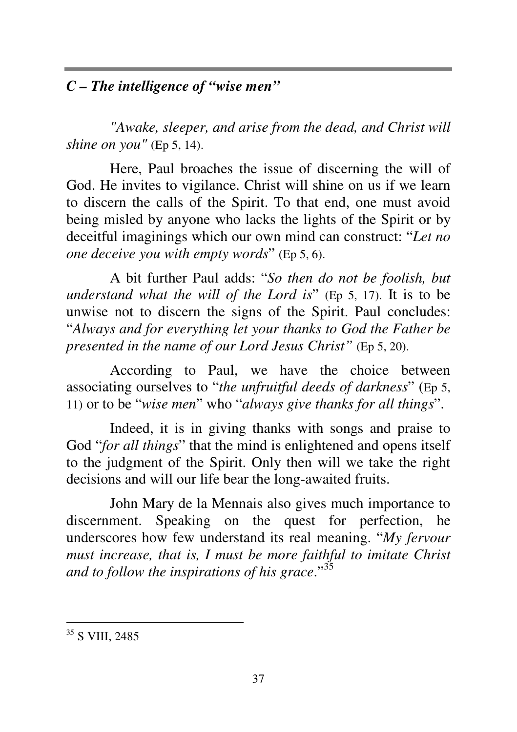### *C – The intelligence of "wise men"*

*"Awake, sleeper, and arise from the dead, and Christ will shine on you"* (Ep 5, 14).

Here, Paul broaches the issue of discerning the will of God. He invites to vigilance. Christ will shine on us if we learn to discern the calls of the Spirit. To that end, one must avoid being misled by anyone who lacks the lights of the Spirit or by deceitful imaginings which our own mind can construct: "*Let no one deceive you with empty words*" (Ep 5, 6).

A bit further Paul adds: "*So then do not be foolish, but understand what the will of the Lord is*" (Ep 5, 17). It is to be unwise not to discern the signs of the Spirit. Paul concludes: "*Always and for everything let your thanks to God the Father be presented in the name of our Lord Jesus Christ"* (Ep 5, 20).

According to Paul, we have the choice between associating ourselves to "*the unfruitful deeds of darkness*" (Ep 5, 11) or to be "*wise men*" who "*always give thanks for all things*".

Indeed, it is in giving thanks with songs and praise to God "*for all things*" that the mind is enlightened and opens itself to the judgment of the Spirit. Only then will we take the right decisions and will our life bear the long-awaited fruits.

John Mary de la Mennais also gives much importance to discernment. Speaking on the quest for perfection, he underscores how few understand its real meaning. "*My fervour must increase, that is, I must be more faithful to imitate Christ and to follow the inspirations of his grace*."[35]

---

[35] S VIII, 2485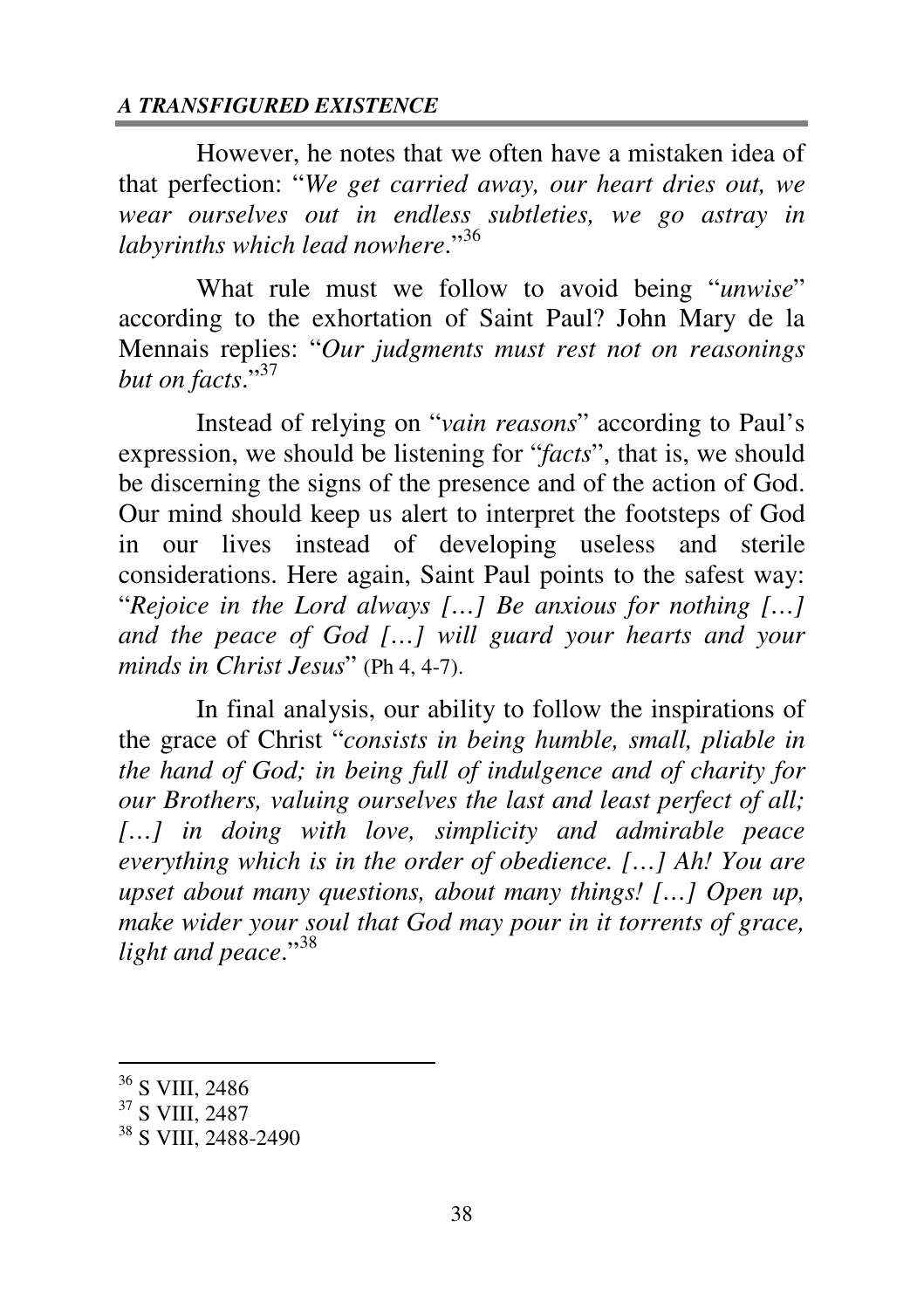However, he notes that we often have a mistaken idea of that perfection: "*We get carried away, our heart dries out, we wear ourselves out in endless subtleties, we go astray in labyrinths which lead nowhere*."[36]

What rule must we follow to avoid being "*unwise*" according to the exhortation of Saint Paul? John Mary de la Mennais replies: "*Our judgments must rest not on reasonings but on facts*."[37]

Instead of relying on "*vain reasons*" according to Paul's expression, we should be listening for "*facts*", that is, we should be discerning the signs of the presence and of the action of God. Our mind should keep us alert to interpret the footsteps of God in our lives instead of developing useless and sterile considerations. Here again, Saint Paul points to the safest way: "*Rejoice in the Lord always […] Be anxious for nothing […] and the peace of God […] will guard your hearts and your minds in Christ Jesus*" (Ph 4, 4-7).

In final analysis, our ability to follow the inspirations of the grace of Christ "*consists in being humble, small, pliable in the hand of God; in being full of indulgence and of charity for our Brothers, valuing ourselves the last and least perfect of all; […] in doing with love, simplicity and admirable peace everything which is in the order of obedience. […] Ah! You are upset about many questions, about many things! […] Open up, make wider your soul that God may pour in it torrents of grace, light and peace*."[38]

---

[36] S VIII, 2486
[37] S VIII, 2487
[38] S VIII, 2488-2490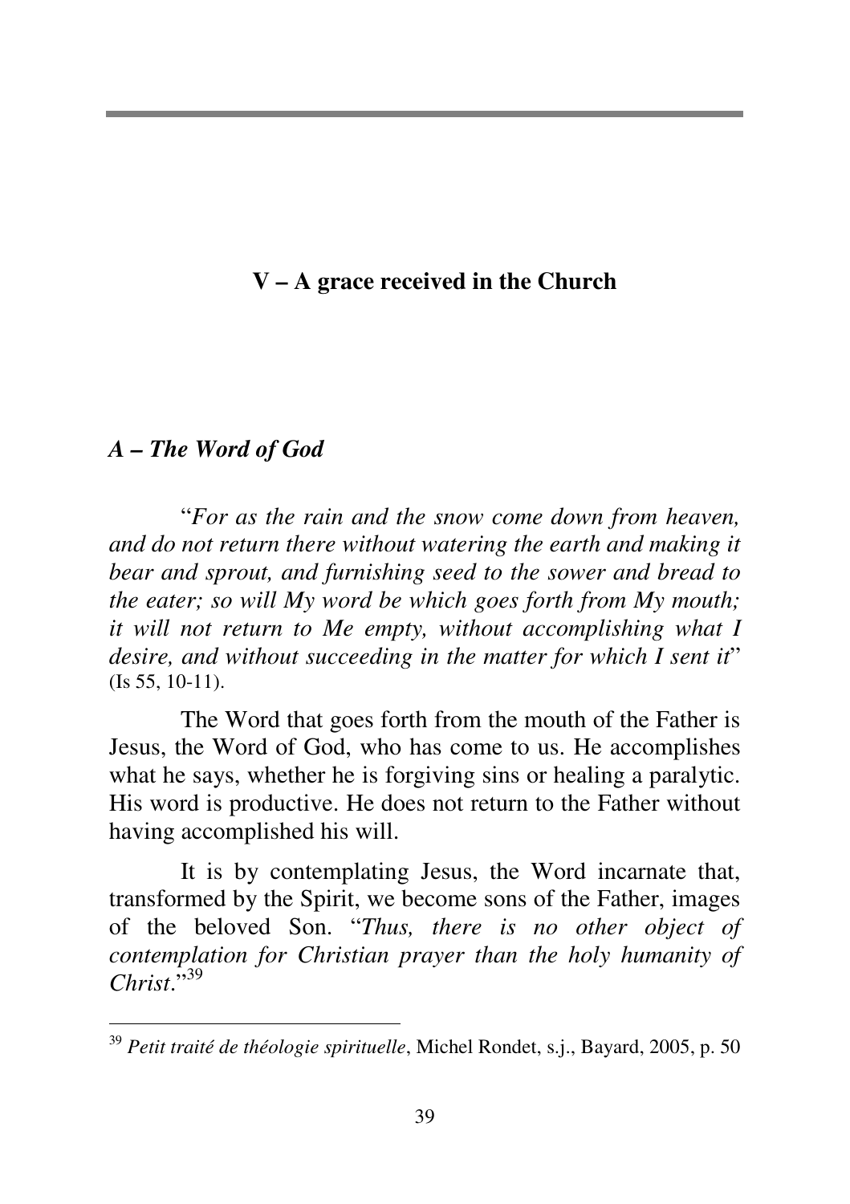## V – A grace received in the Church

### *A – The Word of God*

"*For as the rain and the snow come down from heaven, and do not return there without watering the earth and making it bear and sprout, and furnishing seed to the sower and bread to the eater; so will My word be which goes forth from My mouth; it will not return to Me empty, without accomplishing what I desire, and without succeeding in the matter for which I sent it*" (Is 55, 10-11).

The Word that goes forth from the mouth of the Father is Jesus, the Word of God, who has come to us. He accomplishes what he says, whether he is forgiving sins or healing a paralytic. His word is productive. He does not return to the Father without having accomplished his will.

It is by contemplating Jesus, the Word incarnate that, transformed by the Spirit, we become sons of the Father, images of the beloved Son. "*Thus, there is no other object of contemplation for Christian prayer than the holy humanity of Christ*."[39]

---

[39] *Petit traité de théologie spirituelle*, Michel Rondet, s.j., Bayard, 2005, p. 50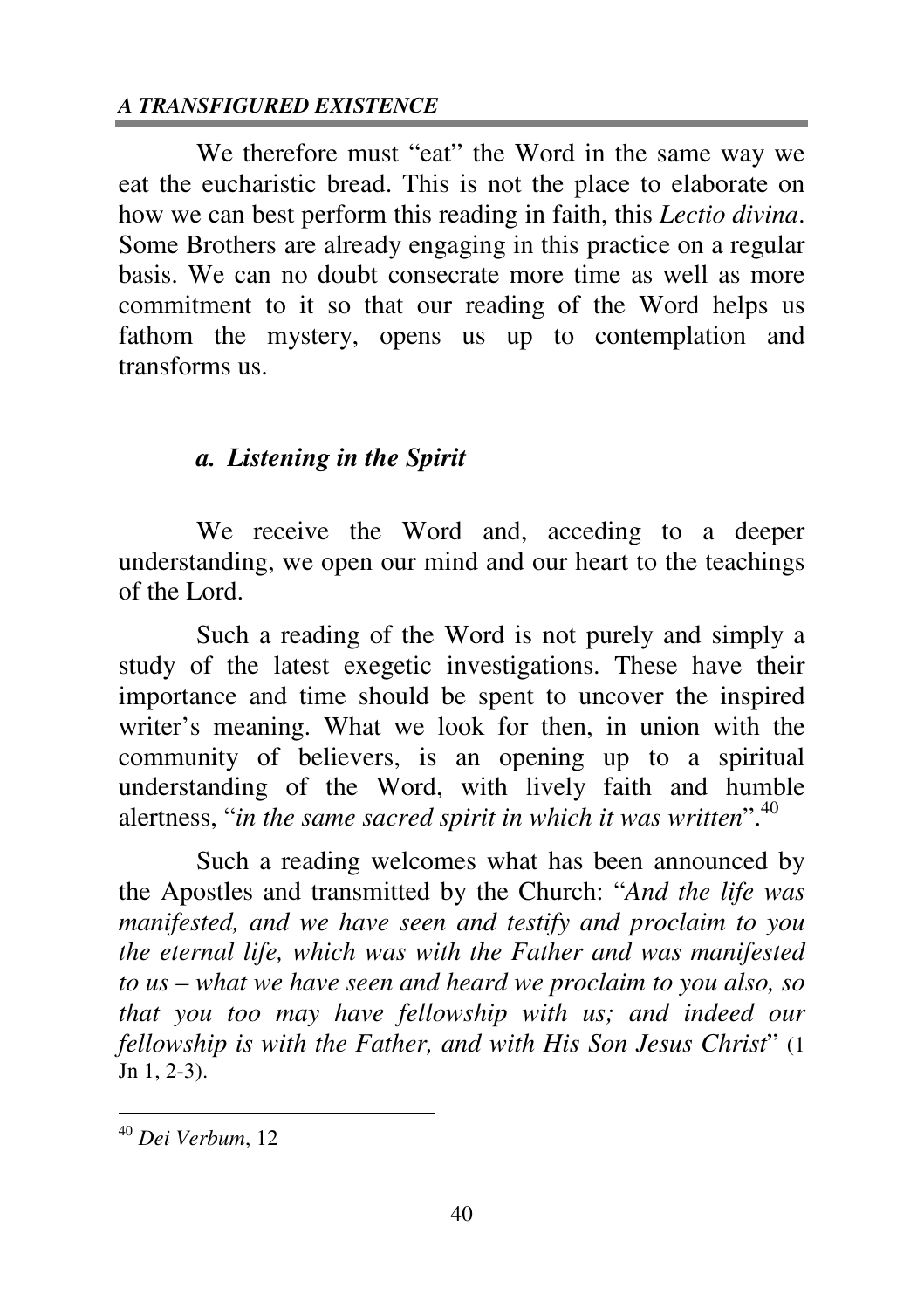We therefore must "eat" the Word in the same way we eat the eucharistic bread. This is not the place to elaborate on how we can best perform this reading in faith, this *Lectio divina*. Some Brothers are already engaging in this practice on a regular basis. We can no doubt consecrate more time as well as more commitment to it so that our reading of the Word helps us fathom the mystery, opens us up to contemplation and transforms us.

### *a. Listening in the Spirit*

We receive the Word and, acceding to a deeper understanding, we open our mind and our heart to the teachings of the Lord.

Such a reading of the Word is not purely and simply a study of the latest exegetic investigations. These have their importance and time should be spent to uncover the inspired writer's meaning. What we look for then, in union with the community of believers, is an opening up to a spiritual understanding of the Word, with lively faith and humble alertness, "*in the same sacred spirit in which it was written*".[40]

Such a reading welcomes what has been announced by the Apostles and transmitted by the Church: "*And the life was manifested, and we have seen and testify and proclaim to you the eternal life, which was with the Father and was manifested to us – what we have seen and heard we proclaim to you also, so that you too may have fellowship with us; and indeed our fellowship is with the Father, and with His Son Jesus Christ*" (1 Jn 1, 2-3).

---

[40] *Dei Verbum*, 12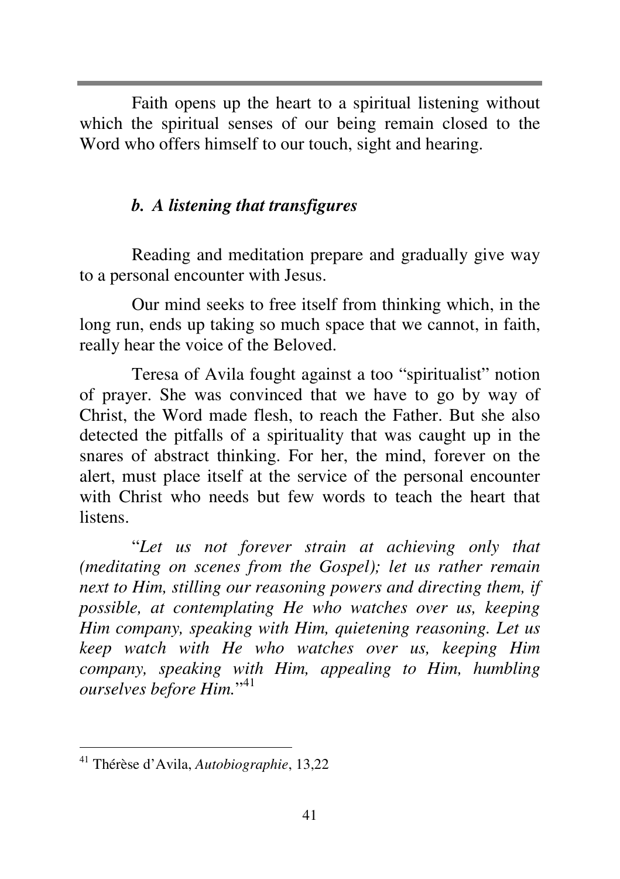Faith opens up the heart to a spiritual listening without which the spiritual senses of our being remain closed to the Word who offers himself to our touch, sight and hearing.

### *b. A listening that transfigures*

Reading and meditation prepare and gradually give way to a personal encounter with Jesus.

Our mind seeks to free itself from thinking which, in the long run, ends up taking so much space that we cannot, in faith, really hear the voice of the Beloved.

Teresa of Avila fought against a too "spiritualist" notion of prayer. She was convinced that we have to go by way of Christ, the Word made flesh, to reach the Father. But she also detected the pitfalls of a spirituality that was caught up in the snares of abstract thinking. For her, the mind, forever on the alert, must place itself at the service of the personal encounter with Christ who needs but few words to teach the heart that listens.

"*Let us not forever strain at achieving only that (meditating on scenes from the Gospel); let us rather remain next to Him, stilling our reasoning powers and directing them, if possible, at contemplating He who watches over us, keeping Him company, speaking with Him, quietening reasoning. Let us keep watch with He who watches over us, keeping Him company, speaking with Him, appealing to Him, humbling ourselves before Him.*"[41]

---

[41] Thérèse d'Avila, *Autobiographie*, 13,22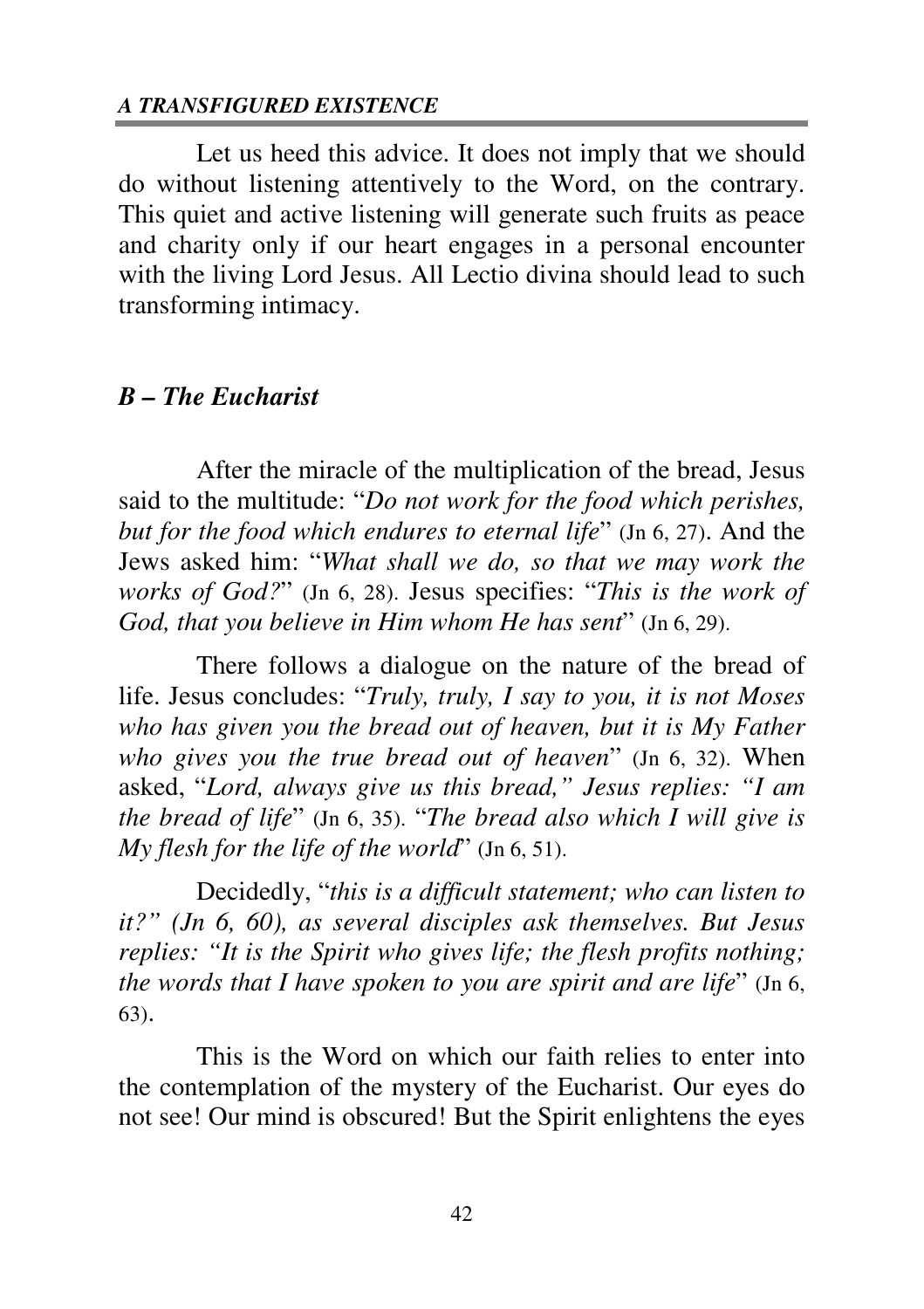Let us heed this advice. It does not imply that we should do without listening attentively to the Word, on the contrary. This quiet and active listening will generate such fruits as peace and charity only if our heart engages in a personal encounter with the living Lord Jesus. All Lectio divina should lead to such transforming intimacy.

### *B – The Eucharist*

After the miracle of the multiplication of the bread, Jesus said to the multitude: "*Do not work for the food which perishes, but for the food which endures to eternal life*" (Jn 6, 27). And the Jews asked him: "*What shall we do, so that we may work the works of God?*" (Jn 6, 28). Jesus specifies: "*This is the work of God, that you believe in Him whom He has sent*" (Jn 6, 29).

There follows a dialogue on the nature of the bread of life. Jesus concludes: "*Truly, truly, I say to you, it is not Moses who has given you the bread out of heaven, but it is My Father who gives you the true bread out of heaven*" (Jn 6, 32). When asked, "*Lord, always give us this bread," Jesus replies: "I am the bread of life*" (Jn 6, 35). "*The bread also which I will give is My flesh for the life of the world*" (Jn 6, 51).

Decidedly, "*this is a difficult statement; who can listen to it?" (Jn 6, 60), as several disciples ask themselves. But Jesus replies: "It is the Spirit who gives life; the flesh profits nothing; the words that I have spoken to you are spirit and are life*" (Jn 6, 63).

This is the Word on which our faith relies to enter into the contemplation of the mystery of the Eucharist. Our eyes do not see! Our mind is obscured! But the Spirit enlightens the eyes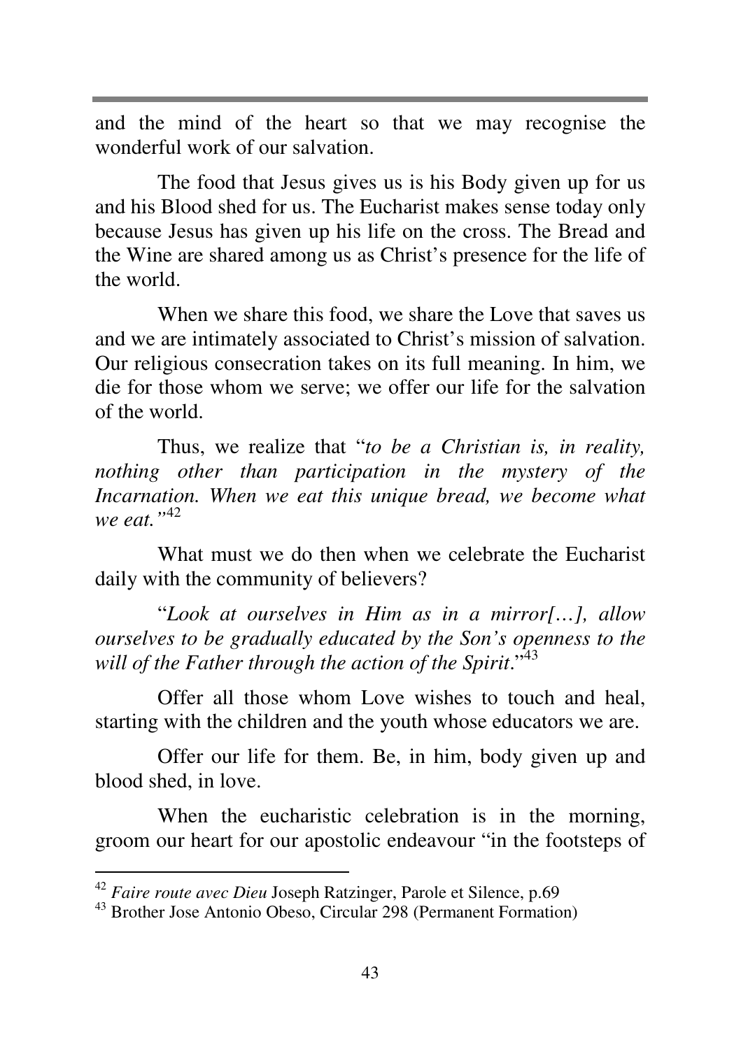and the mind of the heart so that we may recognise the wonderful work of our salvation.

The food that Jesus gives us is his Body given up for us and his Blood shed for us. The Eucharist makes sense today only because Jesus has given up his life on the cross. The Bread and the Wine are shared among us as Christ's presence for the life of the world.

When we share this food, we share the Love that saves us and we are intimately associated to Christ's mission of salvation. Our religious consecration takes on its full meaning. In him, we die for those whom we serve; we offer our life for the salvation of the world.

Thus, we realize that "*to be a Christian is, in reality, nothing other than participation in the mystery of the Incarnation. When we eat this unique bread, we become what we eat.*"[42]

What must we do then when we celebrate the Eucharist daily with the community of believers?

"*Look at ourselves in Him as in a mirror[…], allow ourselves to be gradually educated by the Son's openness to the will of the Father through the action of the Spirit*."[43]

Offer all those whom Love wishes to touch and heal, starting with the children and the youth whose educators we are.

Offer our life for them. Be, in him, body given up and blood shed, in love.

When the eucharistic celebration is in the morning, groom our heart for our apostolic endeavour "in the footsteps of

---

[42] *Faire route avec Dieu* Joseph Ratzinger, Parole et Silence, p.69

[43] Brother Jose Antonio Obeso, Circular 298 (Permanent Formation)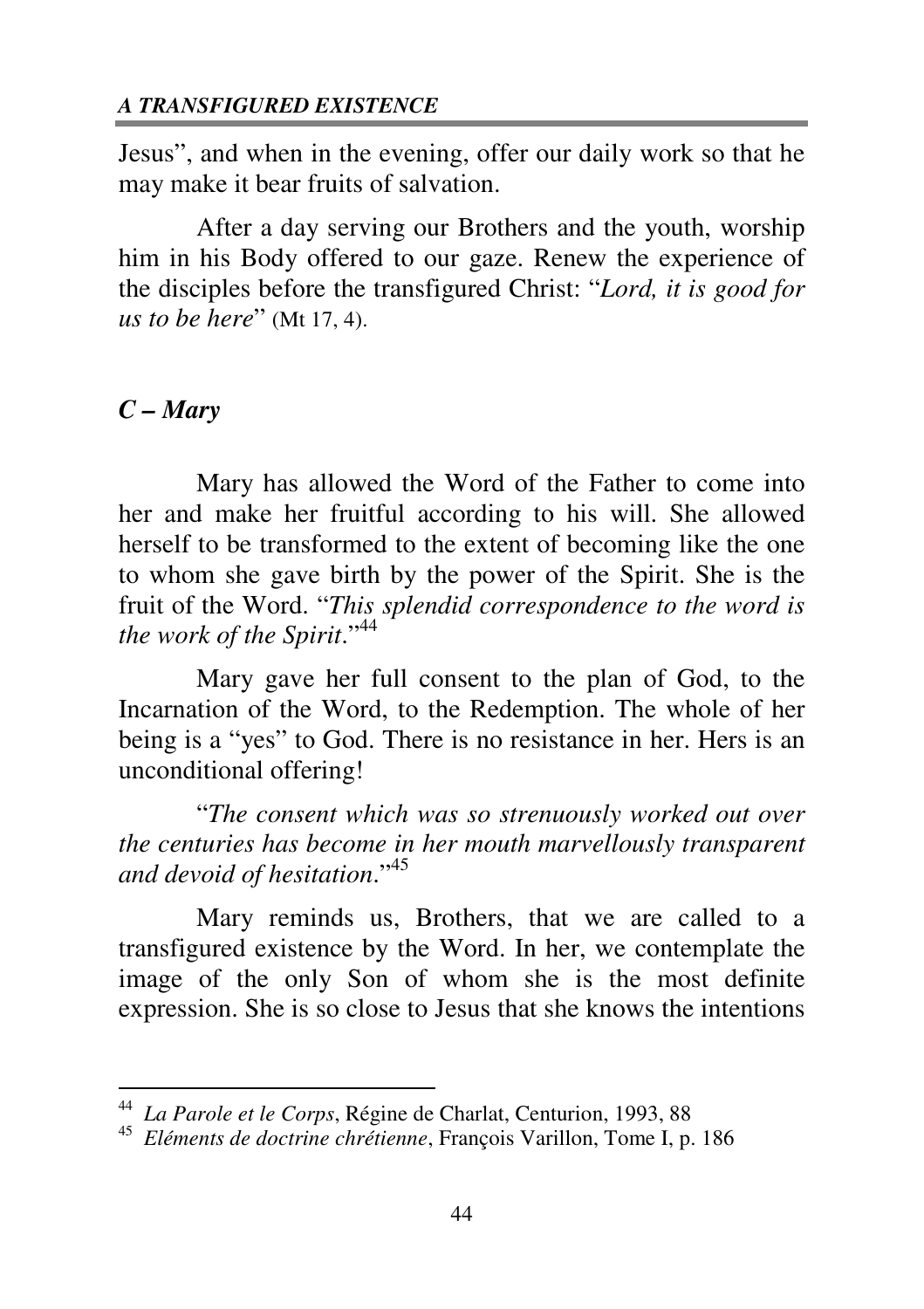Jesus", and when in the evening, offer our daily work so that he may make it bear fruits of salvation.

After a day serving our Brothers and the youth, worship him in his Body offered to our gaze. Renew the experience of the disciples before the transfigured Christ: "*Lord, it is good for us to be here*" (Mt 17, 4).

### *C – Mary*

Mary has allowed the Word of the Father to come into her and make her fruitful according to his will. She allowed herself to be transformed to the extent of becoming like the one to whom she gave birth by the power of the Spirit. She is the fruit of the Word. "*This splendid correspondence to the word is the work of the Spirit*."[44]

Mary gave her full consent to the plan of God, to the Incarnation of the Word, to the Redemption. The whole of her being is a "yes" to God. There is no resistance in her. Hers is an unconditional offering!

"*The consent which was so strenuously worked out over the centuries has become in her mouth marvellously transparent and devoid of hesitation*."[45]

Mary reminds us, Brothers, that we are called to a transfigured existence by the Word. In her, we contemplate the image of the only Son of whom she is the most definite expression. She is so close to Jesus that she knows the intentions

---

[44] *La Parole et le Corps*, Régine de Charlat, Centurion, 1993, 88

[45] *Eléments de doctrine chrétienne*, François Varillon, Tome I, p. 186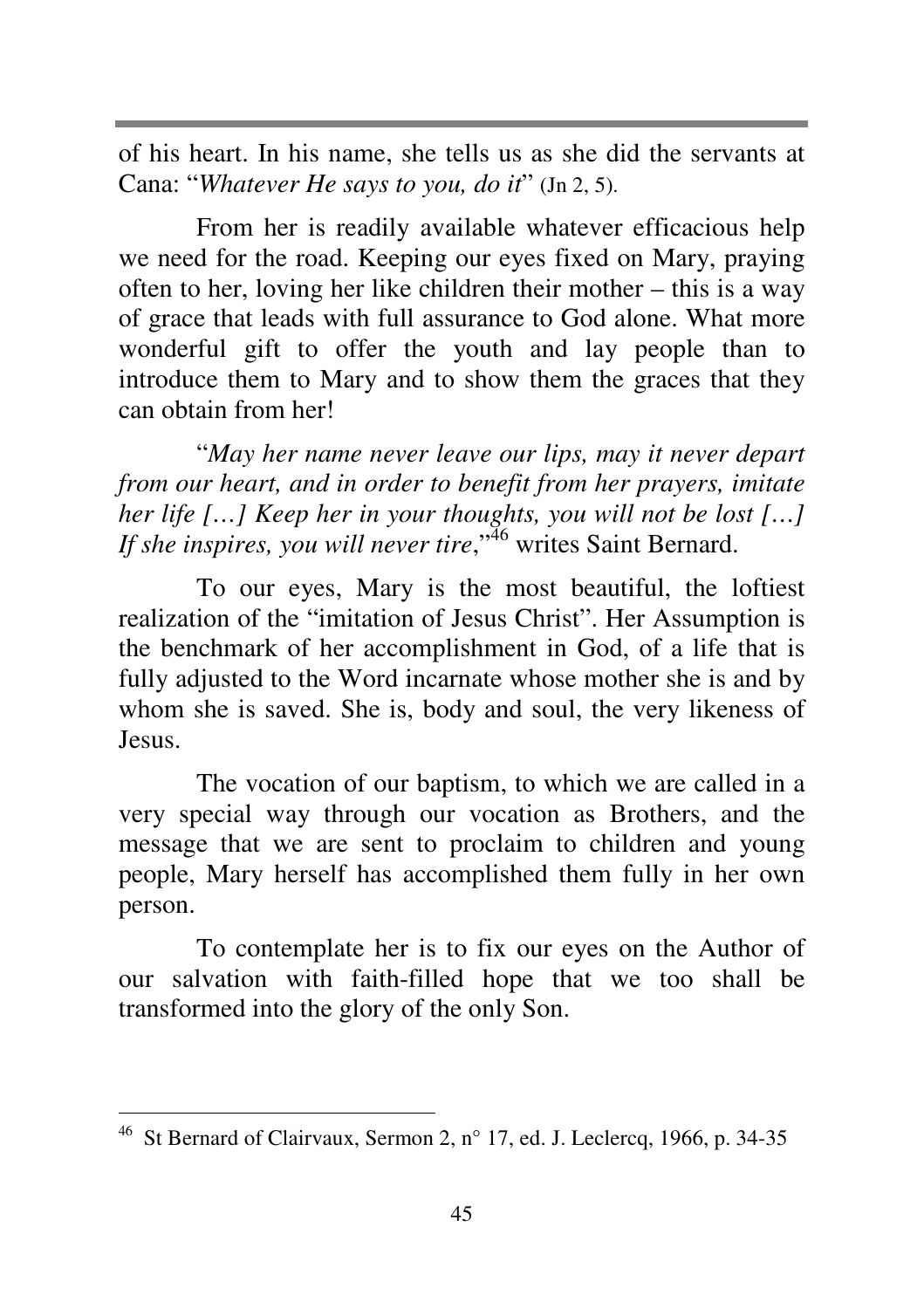of his heart. In his name, she tells us as she did the servants at Cana: "*Whatever He says to you, do it*" (Jn 2, 5).

From her is readily available whatever efficacious help we need for the road. Keeping our eyes fixed on Mary, praying often to her, loving her like children their mother – this is a way of grace that leads with full assurance to God alone. What more wonderful gift to offer the youth and lay people than to introduce them to Mary and to show them the graces that they can obtain from her!

"*May her name never leave our lips, may it never depart from our heart, and in order to benefit from her prayers, imitate her life […] Keep her in your thoughts, you will not be lost […] If she inspires, you will never tire*,"[46] writes Saint Bernard.

To our eyes, Mary is the most beautiful, the loftiest realization of the "imitation of Jesus Christ". Her Assumption is the benchmark of her accomplishment in God, of a life that is fully adjusted to the Word incarnate whose mother she is and by whom she is saved. She is, body and soul, the very likeness of Jesus.

The vocation of our baptism, to which we are called in a very special way through our vocation as Brothers, and the message that we are sent to proclaim to children and young people, Mary herself has accomplished them fully in her own person.

To contemplate her is to fix our eyes on the Author of our salvation with faith-filled hope that we too shall be transformed into the glory of the only Son.

---

[46] St Bernard of Clairvaux, Sermon 2, n° 17, ed. J. Leclercq, 1966, p. 34-35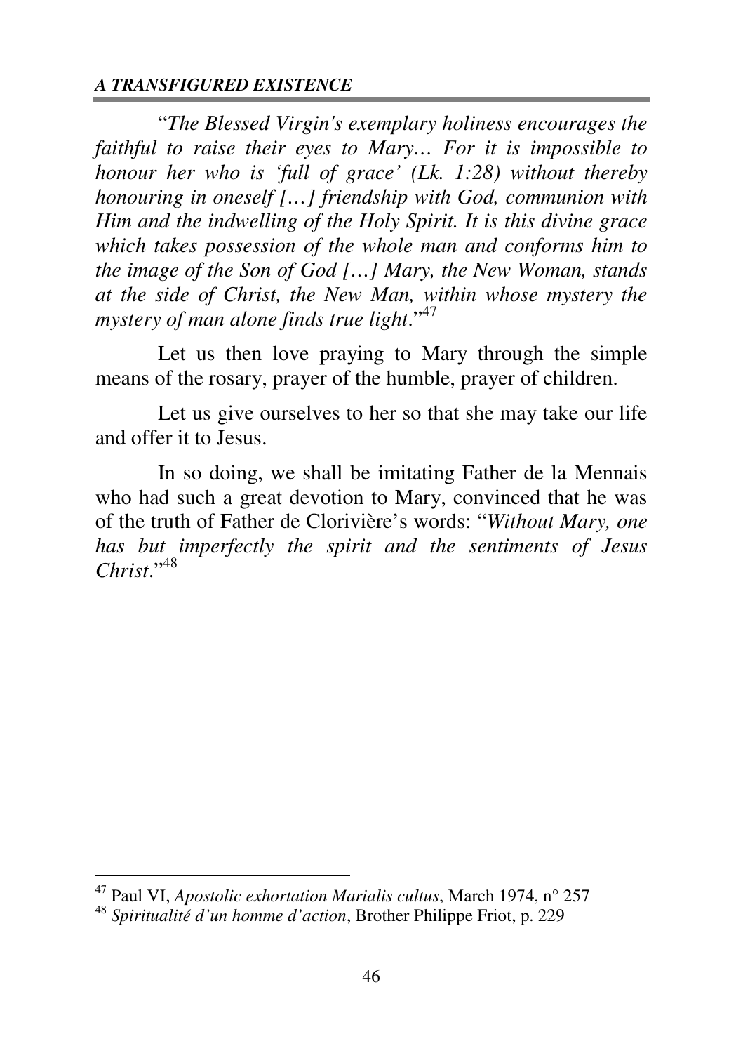"*The Blessed Virgin's exemplary holiness encourages the faithful to raise their eyes to Mary… For it is impossible to honour her who is 'full of grace' (Lk. 1:28) without thereby honouring in oneself […] friendship with God, communion with Him and the indwelling of the Holy Spirit. It is this divine grace which takes possession of the whole man and conforms him to the image of the Son of God […] Mary, the New Woman, stands at the side of Christ, the New Man, within whose mystery the mystery of man alone finds true light*."[47]

Let us then love praying to Mary through the simple means of the rosary, prayer of the humble, prayer of children.

Let us give ourselves to her so that she may take our life and offer it to Jesus.

In so doing, we shall be imitating Father de la Mennais who had such a great devotion to Mary, convinced that he was of the truth of Father de Clorivière's words: "*Without Mary, one has but imperfectly the spirit and the sentiments of Jesus Christ*."[48]

---

[47] Paul VI, *Apostolic exhortation Marialis cultus*, March 1974, n° 257

[48] *Spiritualité d'un homme d'action*, Brother Philippe Friot, p. 229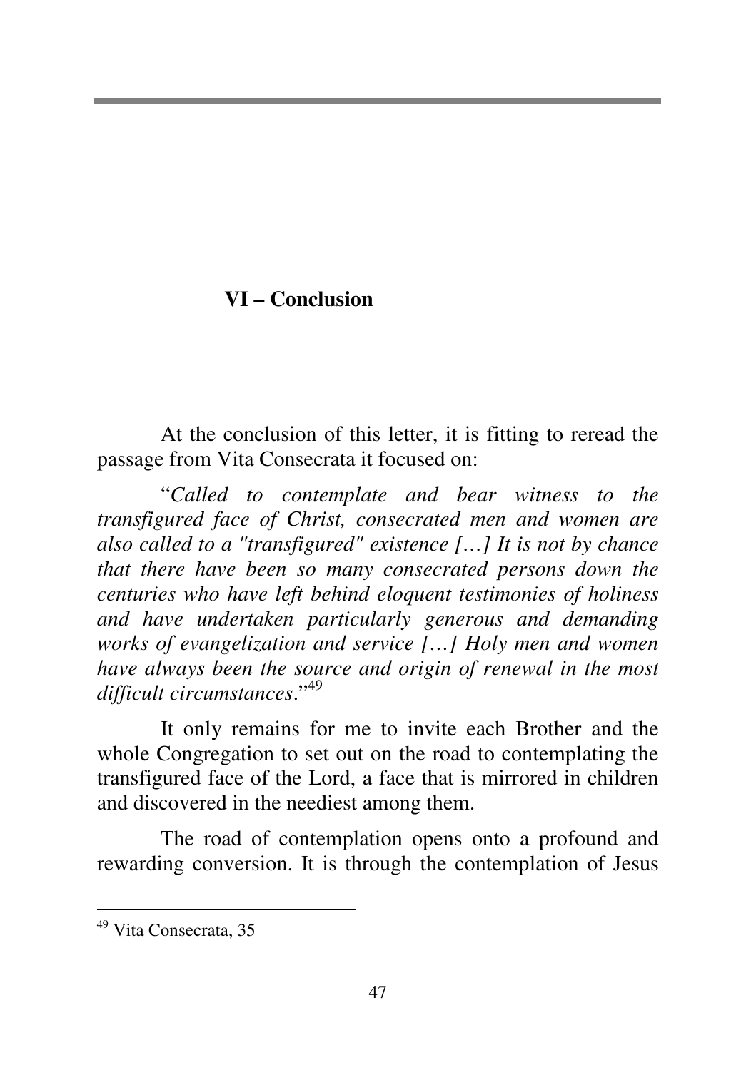# VI – Conclusion

At the conclusion of this letter, it is fitting to reread the passage from Vita Consecrata it focused on:

"*Called to contemplate and bear witness to the transfigured face of Christ, consecrated men and women are also called to a "transfigured" existence […] It is not by chance that there have been so many consecrated persons down the centuries who have left behind eloquent testimonies of holiness and have undertaken particularly generous and demanding works of evangelization and service […] Holy men and women have always been the source and origin of renewal in the most difficult circumstances*."[49]

It only remains for me to invite each Brother and the whole Congregation to set out on the road to contemplating the transfigured face of the Lord, a face that is mirrored in children and discovered in the neediest among them.

The road of contemplation opens onto a profound and rewarding conversion. It is through the contemplation of Jesus

---

[49] Vita Consecrata, 35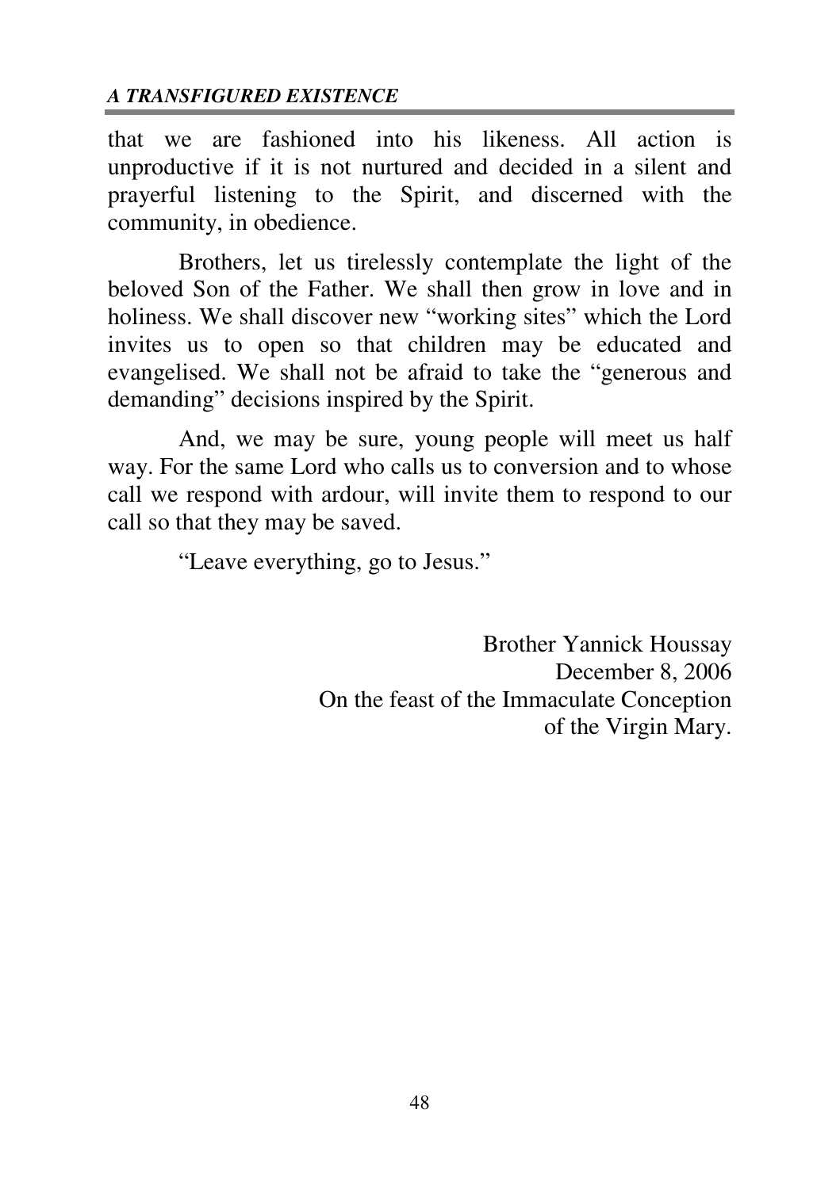that we are fashioned into his likeness. All action is unproductive if it is not nurtured and decided in a silent and prayerful listening to the Spirit, and discerned with the community, in obedience.

Brothers, let us tirelessly contemplate the light of the beloved Son of the Father. We shall then grow in love and in holiness. We shall discover new "working sites" which the Lord invites us to open so that children may be educated and evangelised. We shall not be afraid to take the "generous and demanding" decisions inspired by the Spirit.

And, we may be sure, young people will meet us half way. For the same Lord who calls us to conversion and to whose call we respond with ardour, will invite them to respond to our call so that they may be saved.

"Leave everything, go to Jesus."

Brother Yannick Houssay
December 8, 2006
On the feast of the Immaculate Conception
of the Virgin Mary.